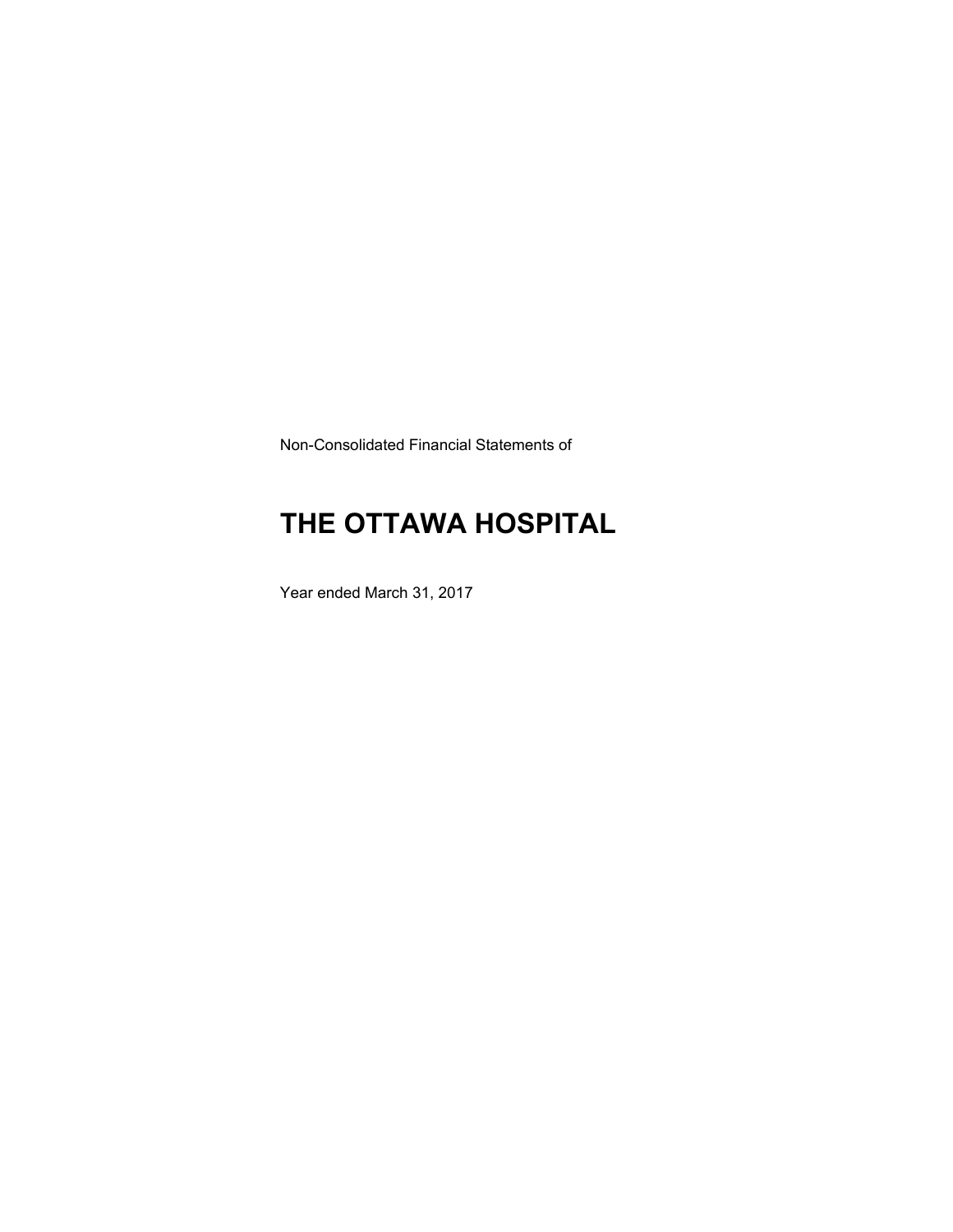Non-Consolidated Financial Statements of

# THE OTTAWA HOSPITAL

Year ended March 31, 2017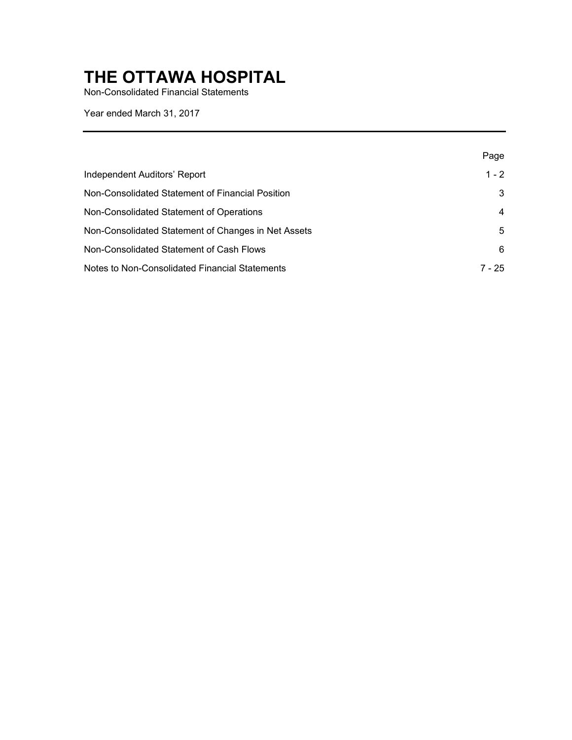# THE OTTAWA HOSPITAL

Non-Consolidated Financial Statements

Year ended March 31, 2017

| | Page |
|---|---|
| Independent Auditors' Report | 1 - 2 |
| Non-Consolidated Statement of Financial Position | 3 |
| Non-Consolidated Statement of Operations | 4 |
| Non-Consolidated Statement of Changes in Net Assets | 5 |
| Non-Consolidated Statement of Cash Flows | 6 |
| Notes to Non-Consolidated Financial Statements | 7 - 25 |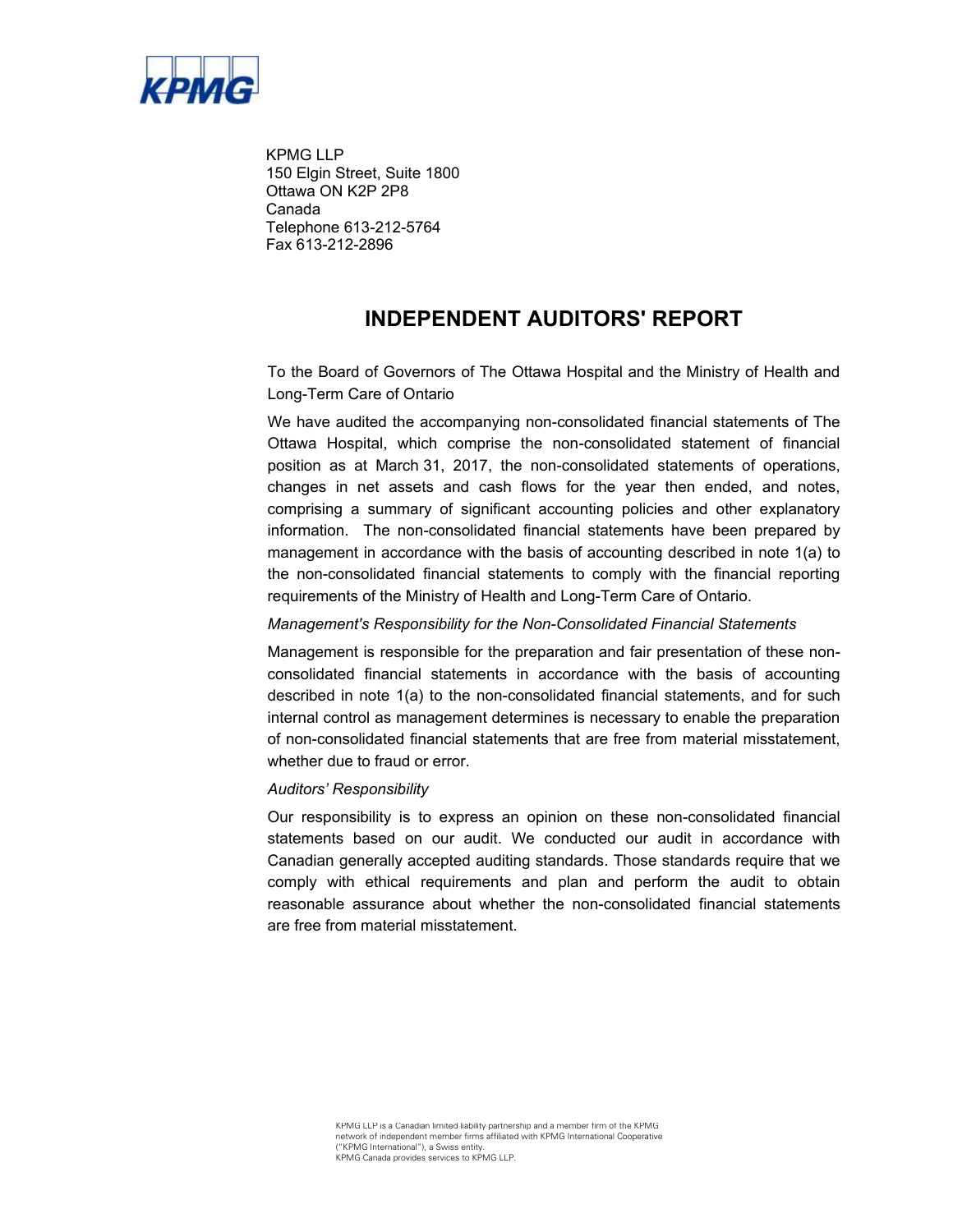KPMG

KPMG LLP
150 Elgin Street, Suite 1800
Ottawa ON K2P 2P8
Canada
Telephone 613-212-5764
Fax 613-212-2896

# INDEPENDENT AUDITORS' REPORT

To the Board of Governors of The Ottawa Hospital and the Ministry of Health and Long-Term Care of Ontario

We have audited the accompanying non-consolidated financial statements of The Ottawa Hospital, which comprise the non-consolidated statement of financial position as at March 31, 2017, the non-consolidated statements of operations, changes in net assets and cash flows for the year then ended, and notes, comprising a summary of significant accounting policies and other explanatory information. The non-consolidated financial statements have been prepared by management in accordance with the basis of accounting described in note 1(a) to the non-consolidated financial statements to comply with the financial reporting requirements of the Ministry of Health and Long-Term Care of Ontario.

*Management's Responsibility for the Non-Consolidated Financial Statements*

Management is responsible for the preparation and fair presentation of these non-consolidated financial statements in accordance with the basis of accounting described in note 1(a) to the non-consolidated financial statements, and for such internal control as management determines is necessary to enable the preparation of non-consolidated financial statements that are free from material misstatement, whether due to fraud or error.

*Auditors' Responsibility*

Our responsibility is to express an opinion on these non-consolidated financial statements based on our audit. We conducted our audit in accordance with Canadian generally accepted auditing standards. Those standards require that we comply with ethical requirements and plan and perform the audit to obtain reasonable assurance about whether the non-consolidated financial statements are free from material misstatement.

KPMG LLP is a Canadian limited liability partnership and a member firm of the KPMG network of independent member firms affiliated with KPMG International Cooperative ("KPMG International"), a Swiss entity.
KPMG Canada provides services to KPMG LLP.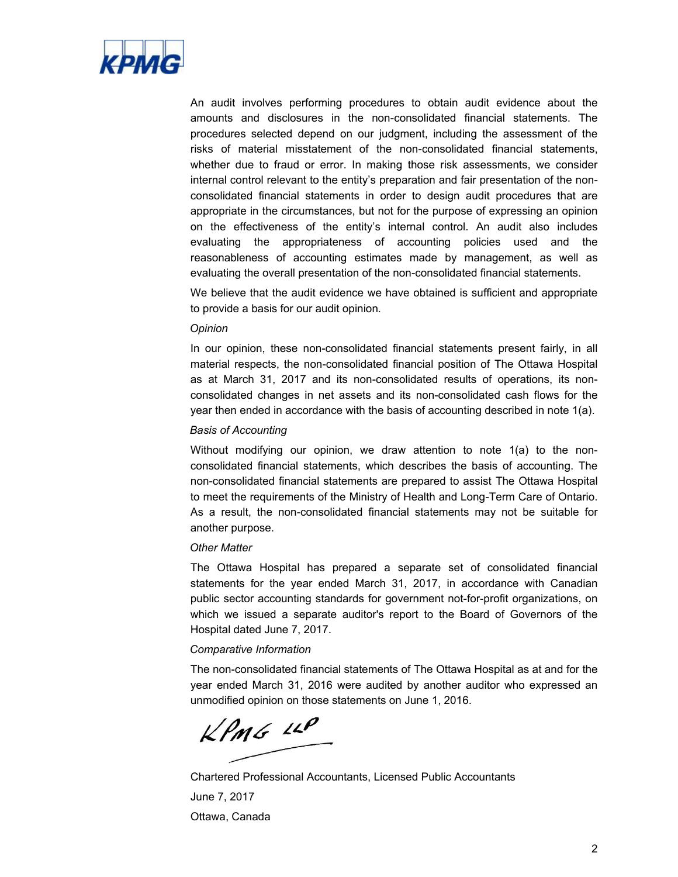An audit involves performing procedures to obtain audit evidence about the amounts and disclosures in the non-consolidated financial statements. The procedures selected depend on our judgment, including the assessment of the risks of material misstatement of the non-consolidated financial statements, whether due to fraud or error. In making those risk assessments, we consider internal control relevant to the entity's preparation and fair presentation of the non-consolidated financial statements in order to design audit procedures that are appropriate in the circumstances, but not for the purpose of expressing an opinion on the effectiveness of the entity's internal control. An audit also includes evaluating the appropriateness of accounting policies used and the reasonableness of accounting estimates made by management, as well as evaluating the overall presentation of the non-consolidated financial statements.

We believe that the audit evidence we have obtained is sufficient and appropriate to provide a basis for our audit opinion.

*Opinion*

In our opinion, these non-consolidated financial statements present fairly, in all material respects, the non-consolidated financial position of The Ottawa Hospital as at March 31, 2017 and its non-consolidated results of operations, its non-consolidated changes in net assets and its non-consolidated cash flows for the year then ended in accordance with the basis of accounting described in note 1(a).

*Basis of Accounting*

Without modifying our opinion, we draw attention to note 1(a) to the non-consolidated financial statements, which describes the basis of accounting. The non-consolidated financial statements are prepared to assist The Ottawa Hospital to meet the requirements of the Ministry of Health and Long-Term Care of Ontario. As a result, the non-consolidated financial statements may not be suitable for another purpose.

*Other Matter*

The Ottawa Hospital has prepared a separate set of consolidated financial statements for the year ended March 31, 2017, in accordance with Canadian public sector accounting standards for government not-for-profit organizations, on which we issued a separate auditor's report to the Board of Governors of the Hospital dated June 7, 2017.

*Comparative Information*

The non-consolidated financial statements of The Ottawa Hospital as at and for the year ended March 31, 2016 were audited by another auditor who expressed an unmodified opinion on those statements on June 1, 2016.

KPMG LLP

Chartered Professional Accountants, Licensed Public Accountants

June 7, 2017

Ottawa, Canada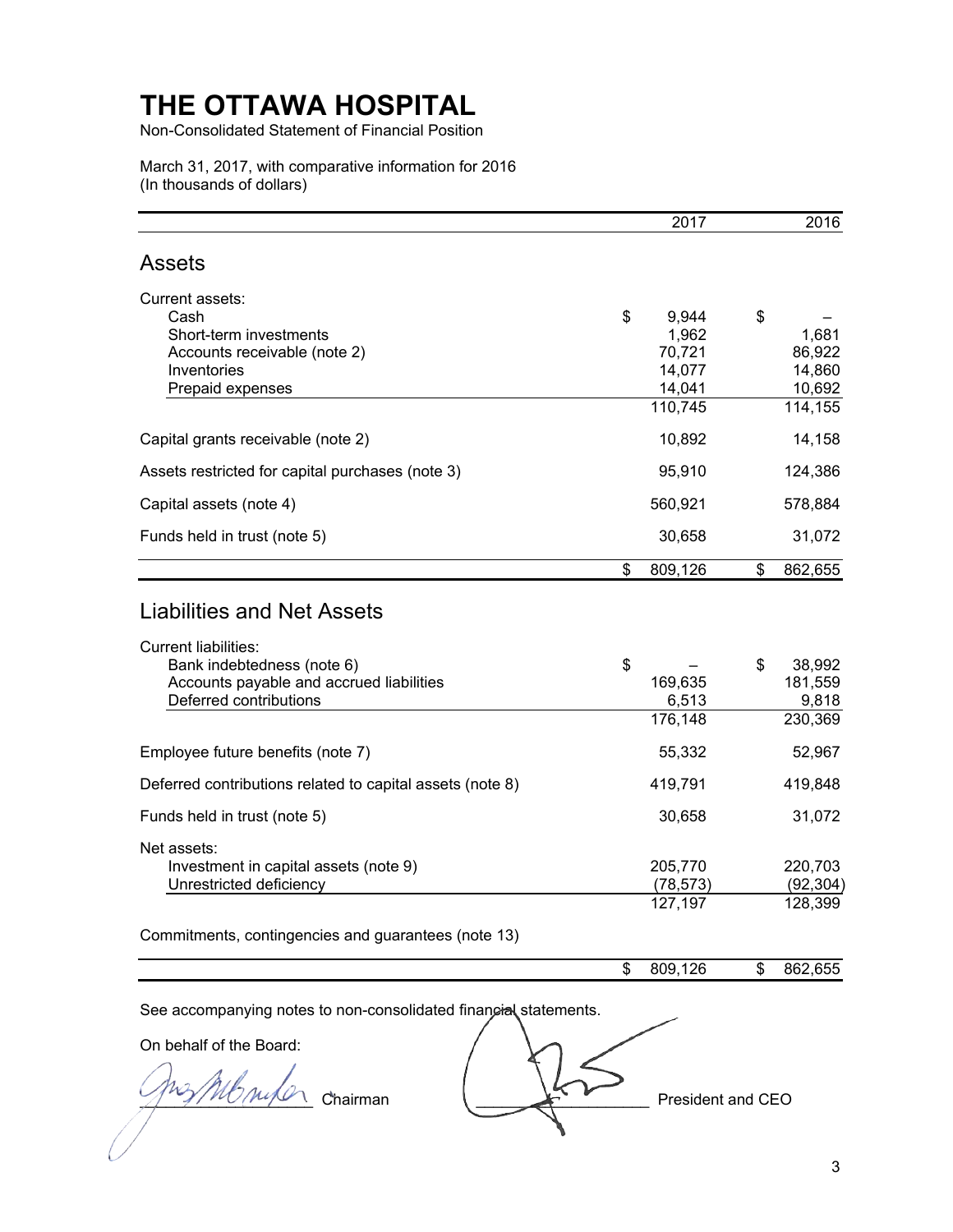# THE OTTAWA HOSPITAL

Non-Consolidated Statement of Financial Position

March 31, 2017, with comparative information for 2016
(In thousands of dollars)

| | 2017 | 2016 |
|---|---|---|
| **Assets** | | |
| Current assets: | | |
| Cash | $ 9,944 | $ – |
| Short-term investments | 1,962 | 1,681 |
| Accounts receivable (note 2) | 70,721 | 86,922 |
| Inventories | 14,077 | 14,860 |
| Prepaid expenses | 14,041 | 10,692 |
| | 110,745 | 114,155 |
| Capital grants receivable (note 2) | 10,892 | 14,158 |
| Assets restricted for capital purchases (note 3) | 95,910 | 124,386 |
| Capital assets (note 4) | 560,921 | 578,884 |
| Funds held in trust (note 5) | 30,658 | 31,072 |
| | $ 809,126 | $ 862,655 |
| **Liabilities and Net Assets** | | |
| Current liabilities: | | |
| Bank indebtedness (note 6) | $ – | $ 38,992 |
| Accounts payable and accrued liabilities | 169,635 | 181,559 |
| Deferred contributions | 6,513 | 9,818 |
| | 176,148 | 230,369 |
| Employee future benefits (note 7) | 55,332 | 52,967 |
| Deferred contributions related to capital assets (note 8) | 419,791 | 419,848 |
| Funds held in trust (note 5) | 30,658 | 31,072 |
| Net assets: | | |
| Investment in capital assets (note 9) | 205,770 | 220,703 |
| Unrestricted deficiency | (78,573) | (92,304) |
| | 127,197 | 128,399 |
| Commitments, contingencies and guarantees (note 13) | | |
| | $ 809,126 | $ 862,655 |

See accompanying notes to non-consolidated financial statements.

On behalf of the Board:

_______________ Chairman _______________ President and CEO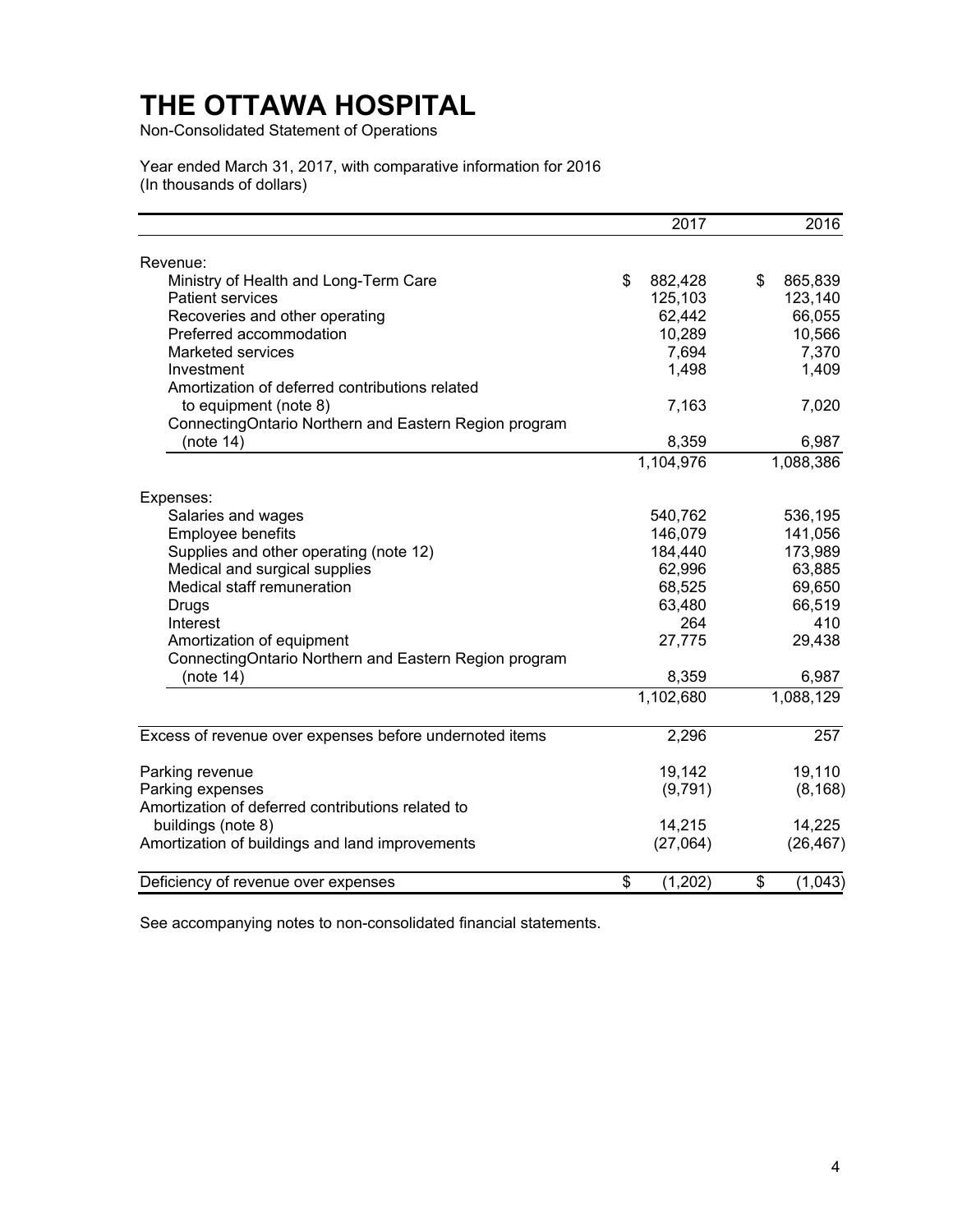# THE OTTAWA HOSPITAL

Non-Consolidated Statement of Operations

Year ended March 31, 2017, with comparative information for 2016
(In thousands of dollars)

| | 2017 | 2016 |
|---|---|---|
| Revenue: | | |
| Ministry of Health and Long-Term Care | $ 882,428 | $ 865,839 |
| Patient services | 125,103 | 123,140 |
| Recoveries and other operating | 62,442 | 66,055 |
| Preferred accommodation | 10,289 | 10,566 |
| Marketed services | 7,694 | 7,370 |
| Investment | 1,498 | 1,409 |
| Amortization of deferred contributions related to equipment (note 8) | 7,163 | 7,020 |
| ConnectingOntario Northern and Eastern Region program (note 14) | 8,359 | 6,987 |
| | 1,104,976 | 1,088,386 |
| Expenses: | | |
| Salaries and wages | 540,762 | 536,195 |
| Employee benefits | 146,079 | 141,056 |
| Supplies and other operating (note 12) | 184,440 | 173,989 |
| Medical and surgical supplies | 62,996 | 63,885 |
| Medical staff remuneration | 68,525 | 69,650 |
| Drugs | 63,480 | 66,519 |
| Interest | 264 | 410 |
| Amortization of equipment | 27,775 | 29,438 |
| ConnectingOntario Northern and Eastern Region program (note 14) | 8,359 | 6,987 |
| | 1,102,680 | 1,088,129 |
| Excess of revenue over expenses before undernoted items | 2,296 | 257 |
| Parking revenue | 19,142 | 19,110 |
| Parking expenses | (9,791) | (8,168) |
| Amortization of deferred contributions related to buildings (note 8) | 14,215 | 14,225 |
| Amortization of buildings and land improvements | (27,064) | (26,467) |
| Deficiency of revenue over expenses | $ (1,202) | $ (1,043) |

See accompanying notes to non-consolidated financial statements.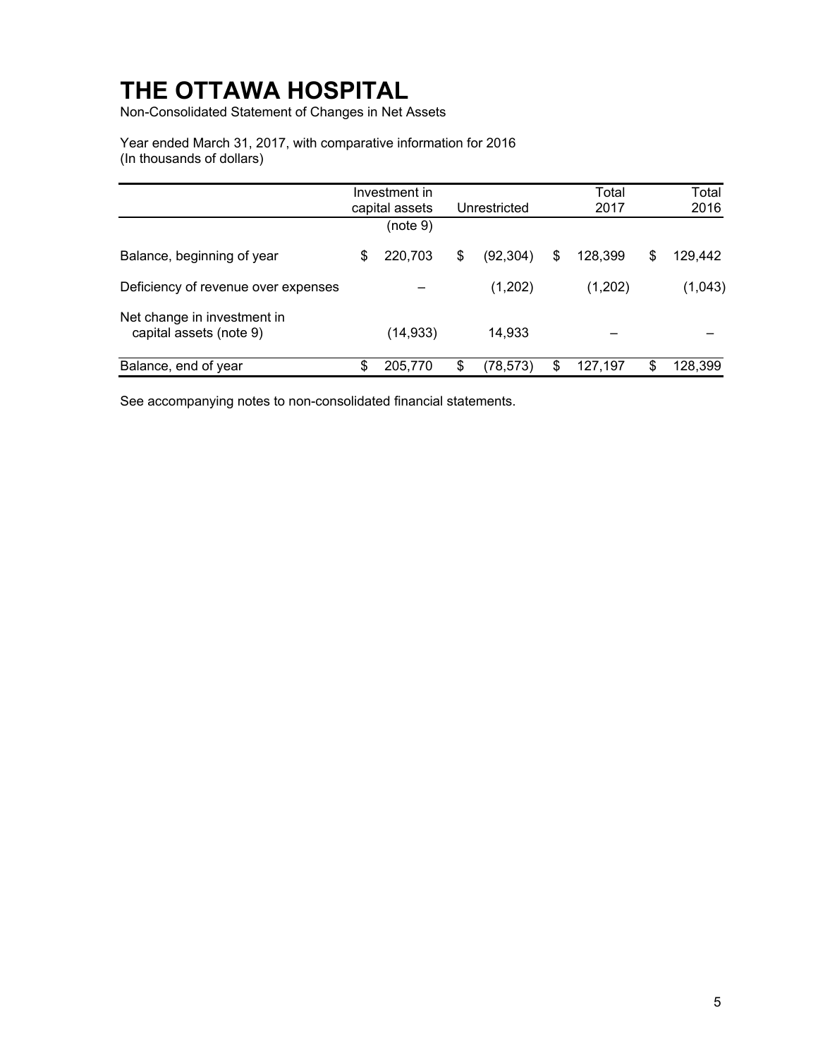# THE OTTAWA HOSPITAL

Non-Consolidated Statement of Changes in Net Assets

Year ended March 31, 2017, with comparative information for 2016
(In thousands of dollars)

| | Investment in capital assets (note 9) | Unrestricted | Total 2017 | Total 2016 |
|---|---|---|---|---|
| Balance, beginning of year | $ 220,703 | $ (92,304) | $ 128,399 | $ 129,442 |
| Deficiency of revenue over expenses | – | (1,202) | (1,202) | (1,043) |
| Net change in investment in capital assets (note 9) | (14,933) | 14,933 | – | – |
| Balance, end of year | $ 205,770 | $ (78,573) | $ 127,197 | $ 128,399 |

See accompanying notes to non-consolidated financial statements.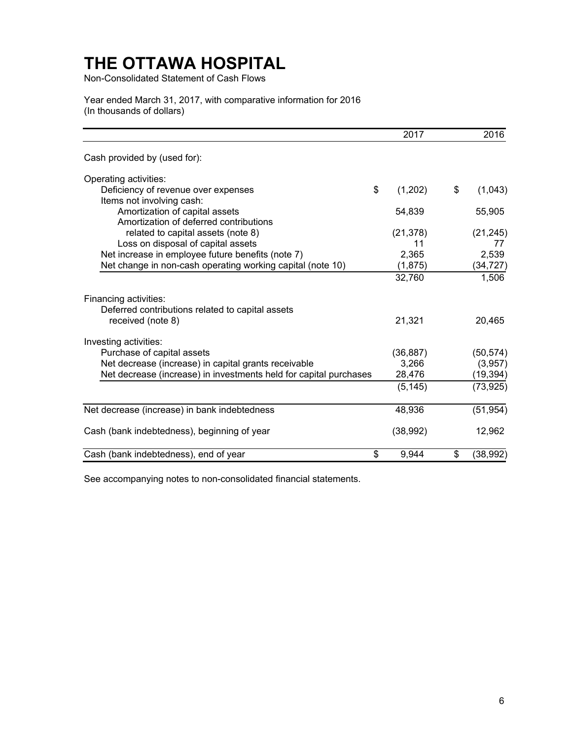# THE OTTAWA HOSPITAL

Non-Consolidated Statement of Cash Flows

Year ended March 31, 2017, with comparative information for 2016
(In thousands of dollars)

| | 2017 | 2016 |
|---|---|---|
| Cash provided by (used for): | | |
| Operating activities: | | |
| Deficiency of revenue over expenses | $ (1,202) | $ (1,043) |
| Items not involving cash: | | |
| Amortization of capital assets | 54,839 | 55,905 |
| Amortization of deferred contributions related to capital assets (note 8) | (21,378) | (21,245) |
| Loss on disposal of capital assets | 11 | 77 |
| Net increase in employee future benefits (note 7) | 2,365 | 2,539 |
| Net change in non-cash operating working capital (note 10) | (1,875) | (34,727) |
| | 32,760 | 1,506 |
| Financing activities: | | |
| Deferred contributions related to capital assets received (note 8) | 21,321 | 20,465 |
| Investing activities: | | |
| Purchase of capital assets | (36,887) | (50,574) |
| Net decrease (increase) in capital grants receivable | 3,266 | (3,957) |
| Net decrease (increase) in investments held for capital purchases | 28,476 | (19,394) |
| | (5,145) | (73,925) |
| Net decrease (increase) in bank indebtedness | 48,936 | (51,954) |
| Cash (bank indebtedness), beginning of year | (38,992) | 12,962 |
| Cash (bank indebtedness), end of year | $ 9,944 | $ (38,992) |

See accompanying notes to non-consolidated financial statements.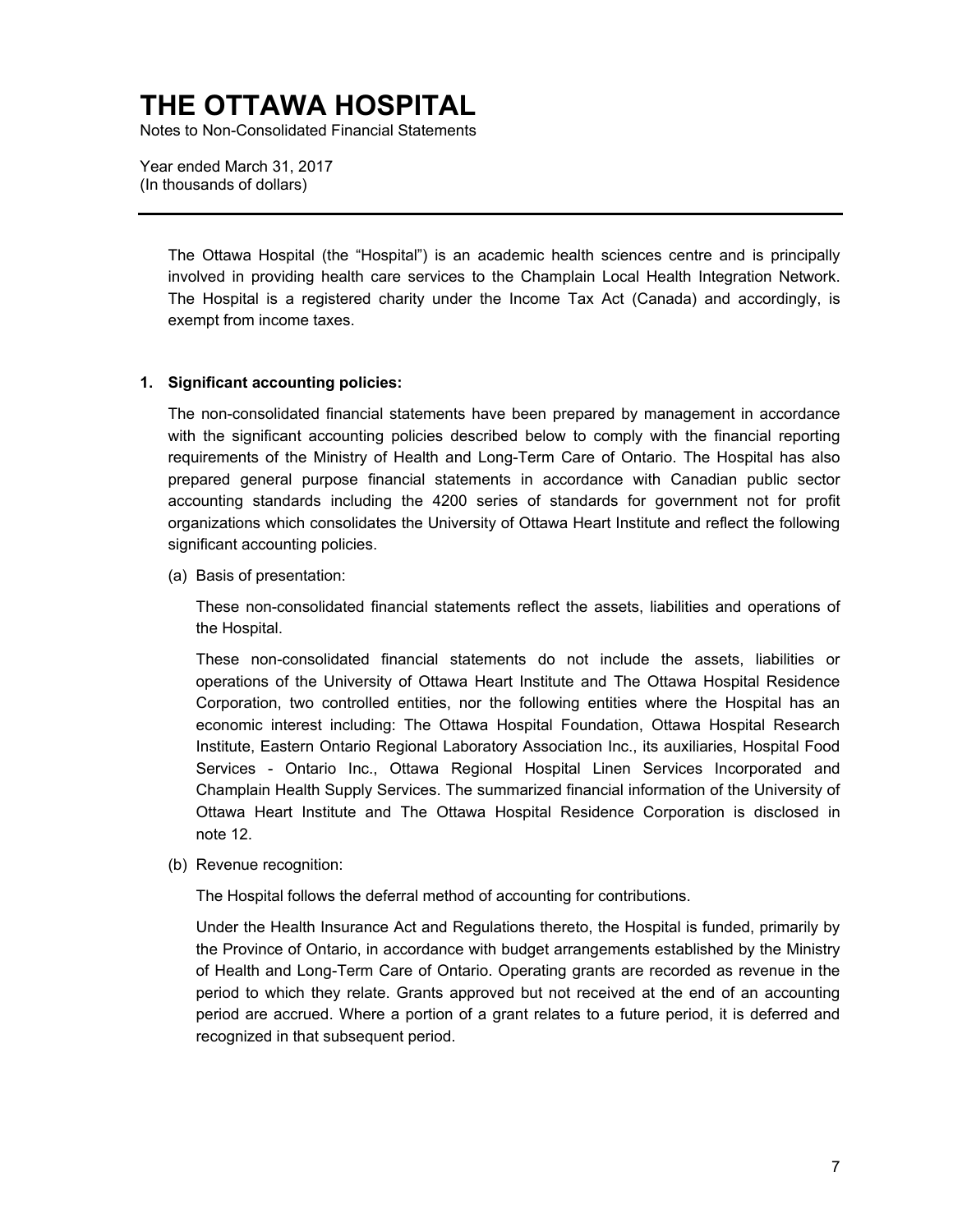# THE OTTAWA HOSPITAL

Notes to Non-Consolidated Financial Statements

Year ended March 31, 2017
(In thousands of dollars)

---

The Ottawa Hospital (the "Hospital") is an academic health sciences centre and is principally involved in providing health care services to the Champlain Local Health Integration Network. The Hospital is a registered charity under the Income Tax Act (Canada) and accordingly, is exempt from income taxes.

## 1. Significant accounting policies:

The non-consolidated financial statements have been prepared by management in accordance with the significant accounting policies described below to comply with the financial reporting requirements of the Ministry of Health and Long-Term Care of Ontario. The Hospital has also prepared general purpose financial statements in accordance with Canadian public sector accounting standards including the 4200 series of standards for government not for profit organizations which consolidates the University of Ottawa Heart Institute and reflect the following significant accounting policies.

(a) Basis of presentation:

These non-consolidated financial statements reflect the assets, liabilities and operations of the Hospital.

These non-consolidated financial statements do not include the assets, liabilities or operations of the University of Ottawa Heart Institute and The Ottawa Hospital Residence Corporation, two controlled entities, nor the following entities where the Hospital has an economic interest including: The Ottawa Hospital Foundation, Ottawa Hospital Research Institute, Eastern Ontario Regional Laboratory Association Inc., its auxiliaries, Hospital Food Services - Ontario Inc., Ottawa Regional Hospital Linen Services Incorporated and Champlain Health Supply Services. The summarized financial information of the University of Ottawa Heart Institute and The Ottawa Hospital Residence Corporation is disclosed in note 12.

(b) Revenue recognition:

The Hospital follows the deferral method of accounting for contributions.

Under the Health Insurance Act and Regulations thereto, the Hospital is funded, primarily by the Province of Ontario, in accordance with budget arrangements established by the Ministry of Health and Long-Term Care of Ontario. Operating grants are recorded as revenue in the period to which they relate. Grants approved but not received at the end of an accounting period are accrued. Where a portion of a grant relates to a future period, it is deferred and recognized in that subsequent period.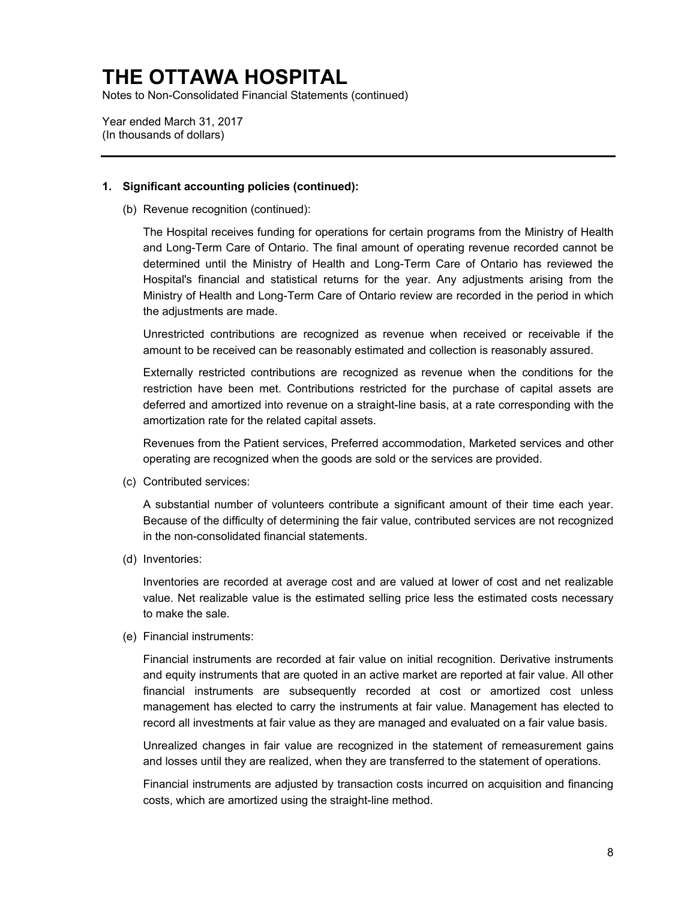# THE OTTAWA HOSPITAL

Notes to Non-Consolidated Financial Statements (continued)

Year ended March 31, 2017
(In thousands of dollars)

---

## 1. Significant accounting policies (continued):

(b) Revenue recognition (continued):

The Hospital receives funding for operations for certain programs from the Ministry of Health and Long-Term Care of Ontario. The final amount of operating revenue recorded cannot be determined until the Ministry of Health and Long-Term Care of Ontario has reviewed the Hospital's financial and statistical returns for the year. Any adjustments arising from the Ministry of Health and Long-Term Care of Ontario review are recorded in the period in which the adjustments are made.

Unrestricted contributions are recognized as revenue when received or receivable if the amount to be received can be reasonably estimated and collection is reasonably assured.

Externally restricted contributions are recognized as revenue when the conditions for the restriction have been met. Contributions restricted for the purchase of capital assets are deferred and amortized into revenue on a straight-line basis, at a rate corresponding with the amortization rate for the related capital assets.

Revenues from the Patient services, Preferred accommodation, Marketed services and other operating are recognized when the goods are sold or the services are provided.

(c) Contributed services:

A substantial number of volunteers contribute a significant amount of their time each year. Because of the difficulty of determining the fair value, contributed services are not recognized in the non-consolidated financial statements.

(d) Inventories:

Inventories are recorded at average cost and are valued at lower of cost and net realizable value. Net realizable value is the estimated selling price less the estimated costs necessary to make the sale.

(e) Financial instruments:

Financial instruments are recorded at fair value on initial recognition. Derivative instruments and equity instruments that are quoted in an active market are reported at fair value. All other financial instruments are subsequently recorded at cost or amortized cost unless management has elected to carry the instruments at fair value. Management has elected to record all investments at fair value as they are managed and evaluated on a fair value basis.

Unrealized changes in fair value are recognized in the statement of remeasurement gains and losses until they are realized, when they are transferred to the statement of operations.

Financial instruments are adjusted by transaction costs incurred on acquisition and financing costs, which are amortized using the straight-line method.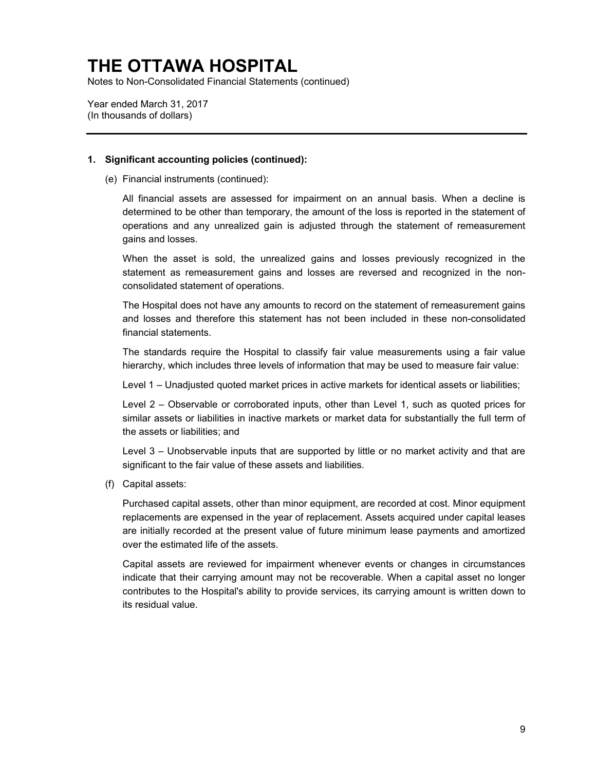# THE OTTAWA HOSPITAL

Notes to Non-Consolidated Financial Statements (continued)

Year ended March 31, 2017
(In thousands of dollars)

**1. Significant accounting policies (continued):**

(e) Financial instruments (continued):

All financial assets are assessed for impairment on an annual basis. When a decline is determined to be other than temporary, the amount of the loss is reported in the statement of operations and any unrealized gain is adjusted through the statement of remeasurement gains and losses.

When the asset is sold, the unrealized gains and losses previously recognized in the statement as remeasurement gains and losses are reversed and recognized in the non-consolidated statement of operations.

The Hospital does not have any amounts to record on the statement of remeasurement gains and losses and therefore this statement has not been included in these non-consolidated financial statements.

The standards require the Hospital to classify fair value measurements using a fair value hierarchy, which includes three levels of information that may be used to measure fair value:

Level 1 – Unadjusted quoted market prices in active markets for identical assets or liabilities;

Level 2 – Observable or corroborated inputs, other than Level 1, such as quoted prices for similar assets or liabilities in inactive markets or market data for substantially the full term of the assets or liabilities; and

Level 3 – Unobservable inputs that are supported by little or no market activity and that are significant to the fair value of these assets and liabilities.

(f) Capital assets:

Purchased capital assets, other than minor equipment, are recorded at cost. Minor equipment replacements are expensed in the year of replacement. Assets acquired under capital leases are initially recorded at the present value of future minimum lease payments and amortized over the estimated life of the assets.

Capital assets are reviewed for impairment whenever events or changes in circumstances indicate that their carrying amount may not be recoverable. When a capital asset no longer contributes to the Hospital's ability to provide services, its carrying amount is written down to its residual value.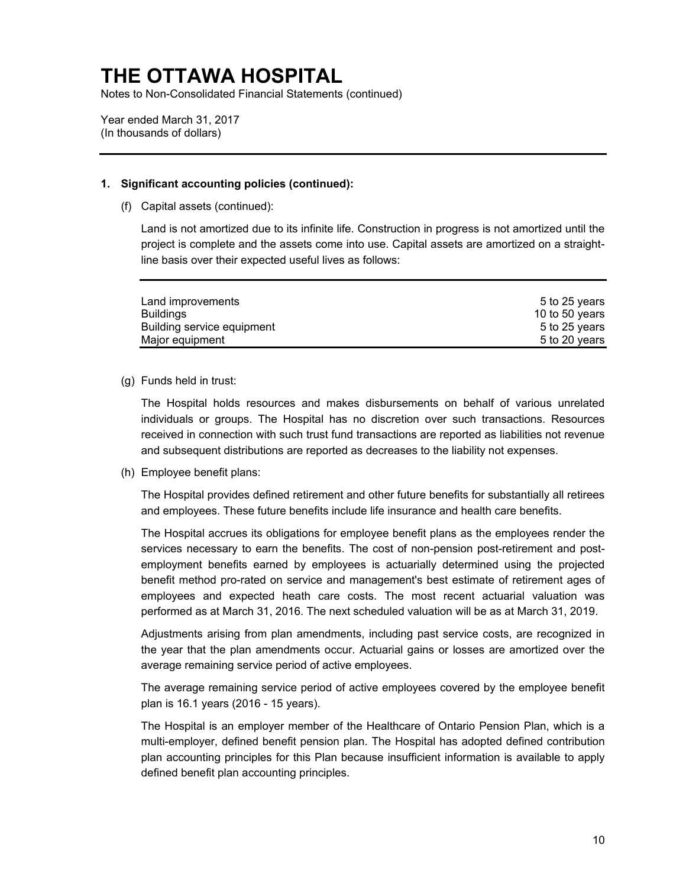# THE OTTAWA HOSPITAL

Notes to Non-Consolidated Financial Statements (continued)

Year ended March 31, 2017
(In thousands of dollars)

**1. Significant accounting policies (continued):**

(f) Capital assets (continued):

Land is not amortized due to its infinite life. Construction in progress is not amortized until the project is complete and the assets come into use. Capital assets are amortized on a straight-line basis over their expected useful lives as follows:

| | |
|---|---|
| Land improvements | 5 to 25 years |
| Buildings | 10 to 50 years |
| Building service equipment | 5 to 25 years |
| Major equipment | 5 to 20 years |

(g) Funds held in trust:

The Hospital holds resources and makes disbursements on behalf of various unrelated individuals or groups. The Hospital has no discretion over such transactions. Resources received in connection with such trust fund transactions are reported as liabilities not revenue and subsequent distributions are reported as decreases to the liability not expenses.

(h) Employee benefit plans:

The Hospital provides defined retirement and other future benefits for substantially all retirees and employees. These future benefits include life insurance and health care benefits.

The Hospital accrues its obligations for employee benefit plans as the employees render the services necessary to earn the benefits. The cost of non-pension post-retirement and post-employment benefits earned by employees is actuarially determined using the projected benefit method pro-rated on service and management's best estimate of retirement ages of employees and expected heath care costs. The most recent actuarial valuation was performed as at March 31, 2016. The next scheduled valuation will be as at March 31, 2019.

Adjustments arising from plan amendments, including past service costs, are recognized in the year that the plan amendments occur. Actuarial gains or losses are amortized over the average remaining service period of active employees.

The average remaining service period of active employees covered by the employee benefit plan is 16.1 years (2016 - 15 years).

The Hospital is an employer member of the Healthcare of Ontario Pension Plan, which is a multi-employer, defined benefit pension plan. The Hospital has adopted defined contribution plan accounting principles for this Plan because insufficient information is available to apply defined benefit plan accounting principles.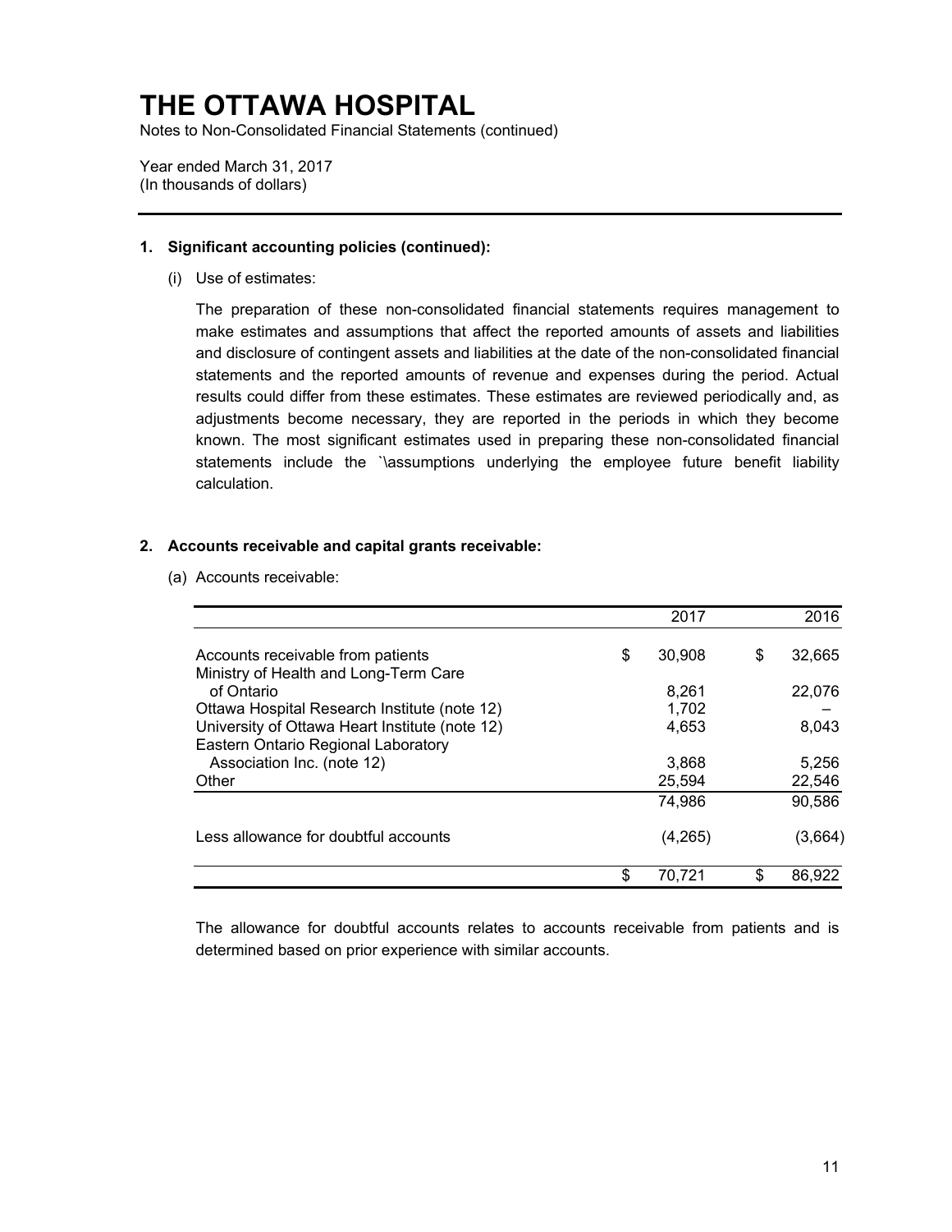# THE OTTAWA HOSPITAL

Notes to Non-Consolidated Financial Statements (continued)

Year ended March 31, 2017
(In thousands of dollars)

---

**1. Significant accounting policies (continued):**

(i) Use of estimates:

The preparation of these non-consolidated financial statements requires management to make estimates and assumptions that affect the reported amounts of assets and liabilities and disclosure of contingent assets and liabilities at the date of the non-consolidated financial statements and the reported amounts of revenue and expenses during the period. Actual results could differ from these estimates. These estimates are reviewed periodically and, as adjustments become necessary, they are reported in the periods in which they become known. The most significant estimates used in preparing these non-consolidated financial statements include the `\assumptions underlying the employee future benefit liability calculation.

**2. Accounts receivable and capital grants receivable:**

(a) Accounts receivable:

| | 2017 | 2016 |
|---|---|---|
| Accounts receivable from patients | $ 30,908 | $ 32,665 |
| Ministry of Health and Long-Term Care of Ontario | 8,261 | 22,076 |
| Ottawa Hospital Research Institute (note 12) | 1,702 | – |
| University of Ottawa Heart Institute (note 12) | 4,653 | 8,043 |
| Eastern Ontario Regional Laboratory Association Inc. (note 12) | 3,868 | 5,256 |
| Other | 25,594 | 22,546 |
| | 74,986 | 90,586 |
| Less allowance for doubtful accounts | (4,265) | (3,664) |
| | $ 70,721 | $ 86,922 |

The allowance for doubtful accounts relates to accounts receivable from patients and is determined based on prior experience with similar accounts.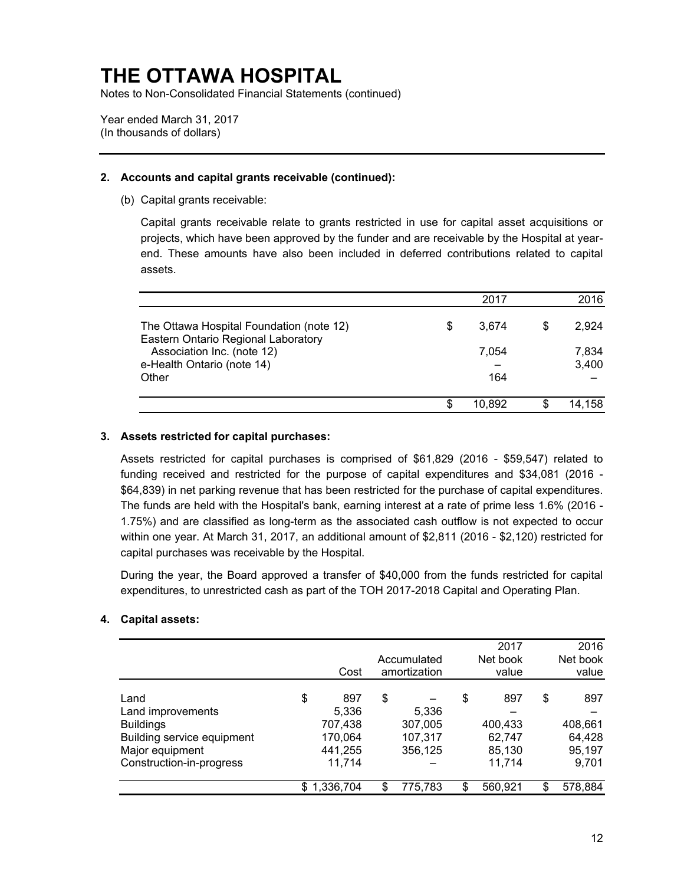# THE OTTAWA HOSPITAL

Notes to Non-Consolidated Financial Statements (continued)

Year ended March 31, 2017
(In thousands of dollars)

## 2. Accounts and capital grants receivable (continued):

(b) Capital grants receivable:

Capital grants receivable relate to grants restricted in use for capital asset acquisitions or projects, which have been approved by the funder and are receivable by the Hospital at year-end. These amounts have also been included in deferred contributions related to capital assets.

| | 2017 | 2016 |
|---|---|---|
| The Ottawa Hospital Foundation (note 12) | $ 3,674 | $ 2,924 |
| Eastern Ontario Regional Laboratory Association Inc. (note 12) | 7,054 | 7,834 |
| e-Health Ontario (note 14) | – | 3,400 |
| Other | 164 | – |
| | $ 10,892 | $ 14,158 |

## 3. Assets restricted for capital purchases:

Assets restricted for capital purchases is comprised of $61,829 (2016 - $59,547) related to funding received and restricted for the purpose of capital expenditures and $34,081 (2016 - $64,839) in net parking revenue that has been restricted for the purchase of capital expenditures. The funds are held with the Hospital's bank, earning interest at a rate of prime less 1.6% (2016 - 1.75%) and are classified as long-term as the associated cash outflow is not expected to occur within one year. At March 31, 2017, an additional amount of $2,811 (2016 - $2,120) restricted for capital purchases was receivable by the Hospital.

During the year, the Board approved a transfer of $40,000 from the funds restricted for capital expenditures, to unrestricted cash as part of the TOH 2017-2018 Capital and Operating Plan.

## 4. Capital assets:

| | Cost | Accumulated amortization | 2017 Net book value | 2016 Net book value |
|---|---|---|---|---|
| Land | $ 897 | $ – | $ 897 | $ 897 |
| Land improvements | 5,336 | 5,336 | – | – |
| Buildings | 707,438 | 307,005 | 400,433 | 408,661 |
| Building service equipment | 170,064 | 107,317 | 62,747 | 64,428 |
| Major equipment | 441,255 | 356,125 | 85,130 | 95,197 |
| Construction-in-progress | 11,714 | – | 11,714 | 9,701 |
| | $ 1,336,704 | $ 775,783 | $ 560,921 | $ 578,884 |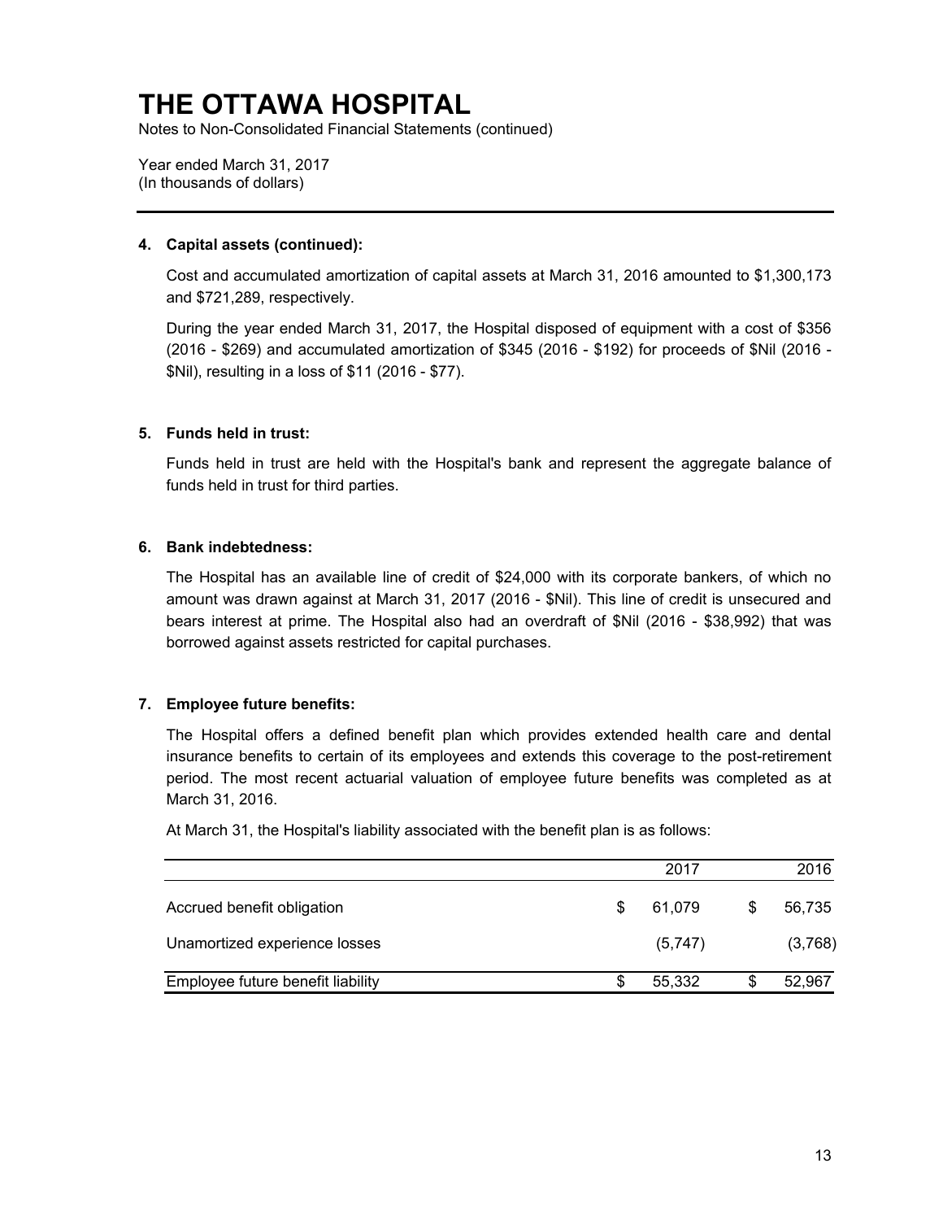# THE OTTAWA HOSPITAL

Notes to Non-Consolidated Financial Statements (continued)

Year ended March 31, 2017
(In thousands of dollars)

**4. Capital assets (continued):**

Cost and accumulated amortization of capital assets at March 31, 2016 amounted to $1,300,173 and $721,289, respectively.

During the year ended March 31, 2017, the Hospital disposed of equipment with a cost of $356 (2016 - $269) and accumulated amortization of $345 (2016 - $192) for proceeds of $Nil (2016 - $Nil), resulting in a loss of $11 (2016 - $77).

**5. Funds held in trust:**

Funds held in trust are held with the Hospital's bank and represent the aggregate balance of funds held in trust for third parties.

**6. Bank indebtedness:**

The Hospital has an available line of credit of $24,000 with its corporate bankers, of which no amount was drawn against at March 31, 2017 (2016 - $Nil). This line of credit is unsecured and bears interest at prime. The Hospital also had an overdraft of $Nil (2016 - $38,992) that was borrowed against assets restricted for capital purchases.

**7. Employee future benefits:**

The Hospital offers a defined benefit plan which provides extended health care and dental insurance benefits to certain of its employees and extends this coverage to the post-retirement period. The most recent actuarial valuation of employee future benefits was completed as at March 31, 2016.

At March 31, the Hospital's liability associated with the benefit plan is as follows:

| | 2017 | 2016 |
|---|---|---|
| Accrued benefit obligation | $ 61,079 | $ 56,735 |
| Unamortized experience losses | (5,747) | (3,768) |
| Employee future benefit liability | $ 55,332 | $ 52,967 |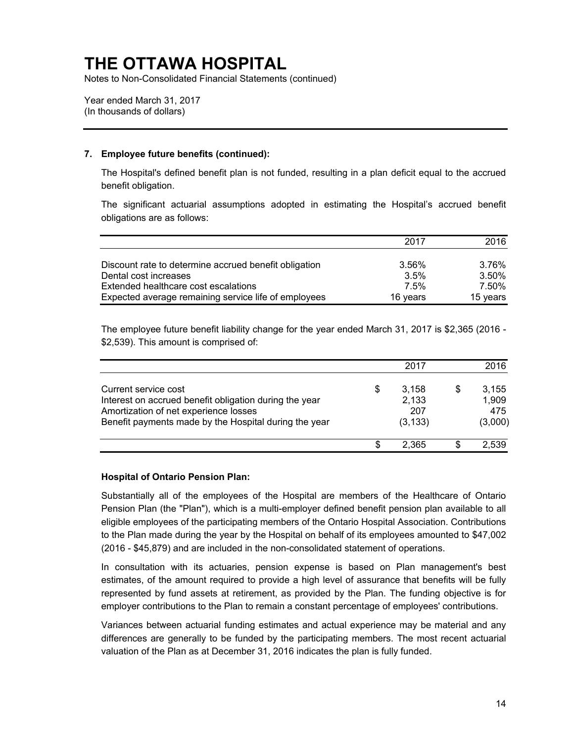# THE OTTAWA HOSPITAL

Notes to Non-Consolidated Financial Statements (continued)

Year ended March 31, 2017
(In thousands of dollars)

**7. Employee future benefits (continued):**

The Hospital's defined benefit plan is not funded, resulting in a plan deficit equal to the accrued benefit obligation.

The significant actuarial assumptions adopted in estimating the Hospital's accrued benefit obligations are as follows:

| | 2017 | 2016 |
|---|---|---|
| Discount rate to determine accrued benefit obligation | 3.56% | 3.76% |
| Dental cost increases | 3.5% | 3.50% |
| Extended healthcare cost escalations | 7.5% | 7.50% |
| Expected average remaining service life of employees | 16 years | 15 years |

The employee future benefit liability change for the year ended March 31, 2017 is $2,365 (2016 - $2,539). This amount is comprised of:

| | 2017 | 2016 |
|---|---|---|
| Current service cost | $ 3,158 | $ 3,155 |
| Interest on accrued benefit obligation during the year | 2,133 | 1,909 |
| Amortization of net experience losses | 207 | 475 |
| Benefit payments made by the Hospital during the year | (3,133) | (3,000) |
| | $ 2,365 | $ 2,539 |

**Hospital of Ontario Pension Plan:**

Substantially all of the employees of the Hospital are members of the Healthcare of Ontario Pension Plan (the "Plan"), which is a multi-employer defined benefit pension plan available to all eligible employees of the participating members of the Ontario Hospital Association. Contributions to the Plan made during the year by the Hospital on behalf of its employees amounted to $47,002 (2016 - $45,879) and are included in the non-consolidated statement of operations.

In consultation with its actuaries, pension expense is based on Plan management's best estimates, of the amount required to provide a high level of assurance that benefits will be fully represented by fund assets at retirement, as provided by the Plan. The funding objective is for employer contributions to the Plan to remain a constant percentage of employees' contributions.

Variances between actuarial funding estimates and actual experience may be material and any differences are generally to be funded by the participating members. The most recent actuarial valuation of the Plan as at December 31, 2016 indicates the plan is fully funded.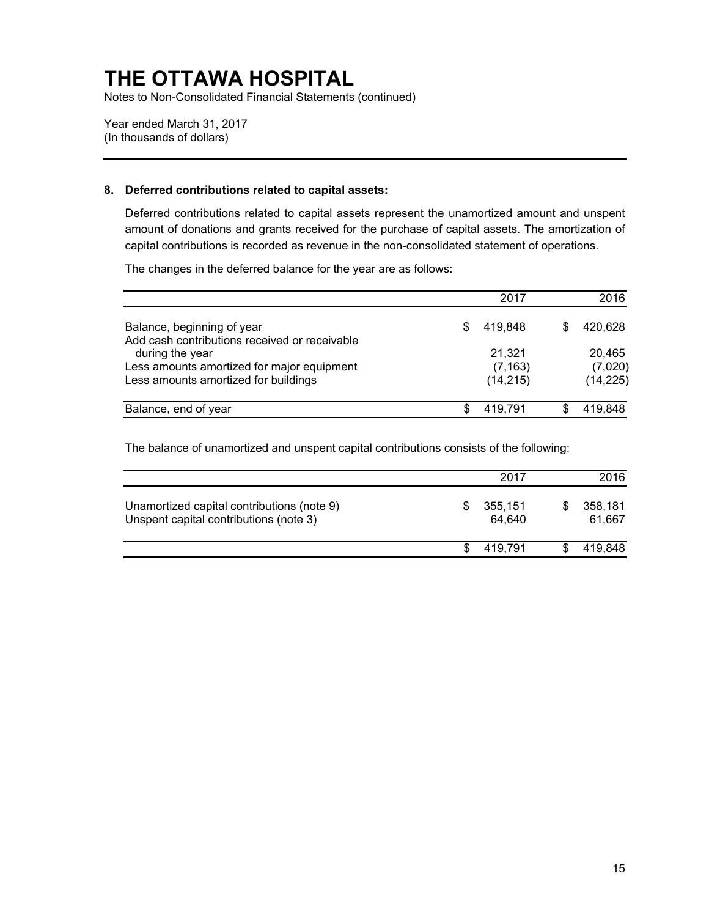# THE OTTAWA HOSPITAL

Notes to Non-Consolidated Financial Statements (continued)

Year ended March 31, 2017
(In thousands of dollars)

## 8. Deferred contributions related to capital assets:

Deferred contributions related to capital assets represent the unamortized amount and unspent amount of donations and grants received for the purchase of capital assets. The amortization of capital contributions is recorded as revenue in the non-consolidated statement of operations.

The changes in the deferred balance for the year are as follows:

| | 2017 | 2016 |
|---|---|---|
| Balance, beginning of year | $ 419,848 | $ 420,628 |
| Add cash contributions received or receivable during the year | 21,321 | 20,465 |
| Less amounts amortized for major equipment | (7,163) | (7,020) |
| Less amounts amortized for buildings | (14,215) | (14,225) |
| Balance, end of year | $ 419,791 | $ 419,848 |

The balance of unamortized and unspent capital contributions consists of the following:

| | 2017 | 2016 |
|---|---|---|
| Unamortized capital contributions (note 9) | $ 355,151 | $ 358,181 |
| Unspent capital contributions (note 3) | 64,640 | 61,667 |
| | $ 419,791 | $ 419,848 |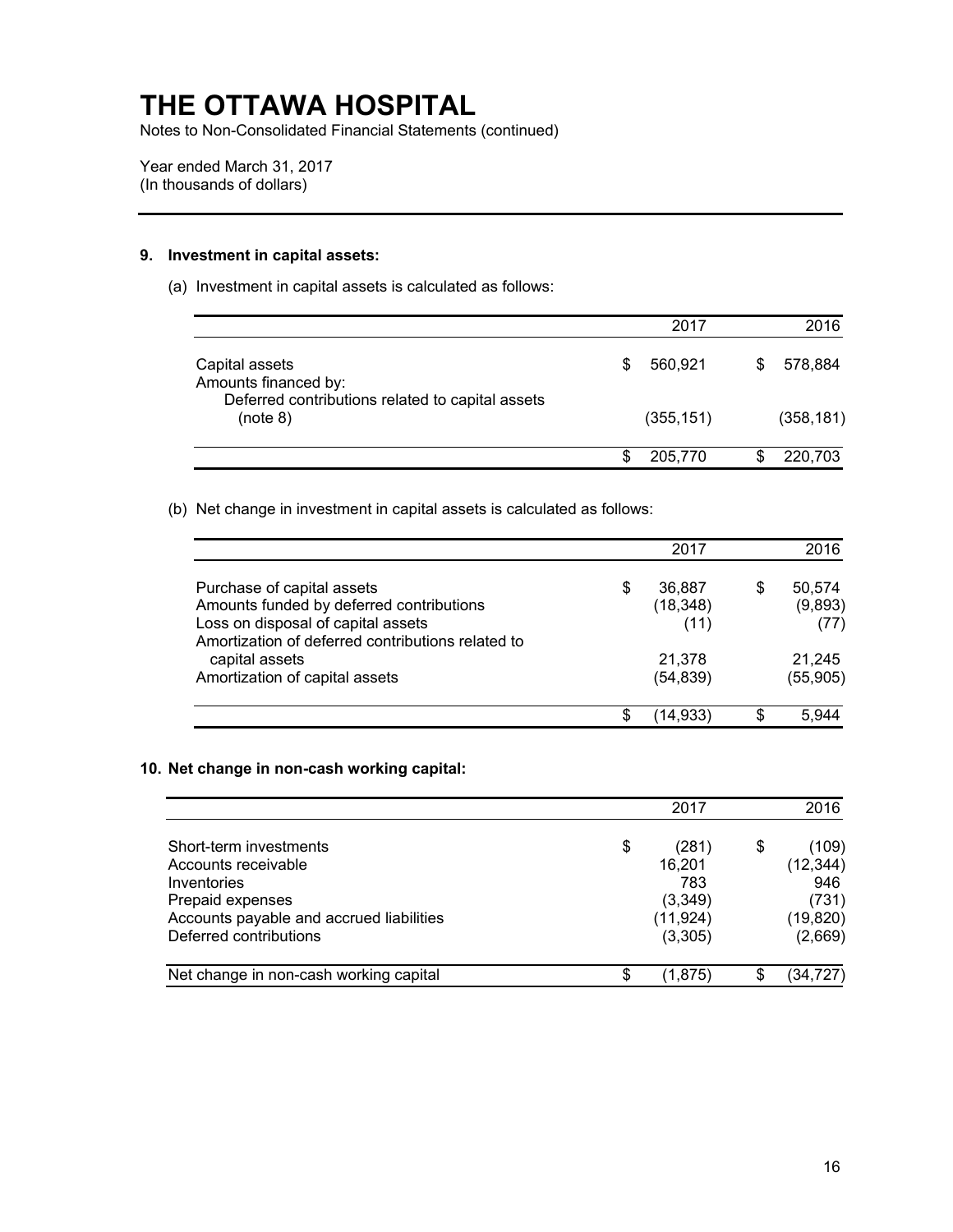# THE OTTAWA HOSPITAL

Notes to Non-Consolidated Financial Statements (continued)

Year ended March 31, 2017
(In thousands of dollars)

## 9. Investment in capital assets:

(a) Investment in capital assets is calculated as follows:

| | 2017 | 2016 |
|---|---|---|
| Capital assets | $ 560,921 | $ 578,884 |
| Amounts financed by: | | |
| Deferred contributions related to capital assets (note 8) | (355,151) | (358,181) |
| | $ 205,770 | $ 220,703 |

(b) Net change in investment in capital assets is calculated as follows:

| | 2017 | 2016 |
|---|---|---|
| Purchase of capital assets | $ 36,887 | $ 50,574 |
| Amounts funded by deferred contributions | (18,348) | (9,893) |
| Loss on disposal of capital assets | (11) | (77) |
| Amortization of deferred contributions related to capital assets | 21,378 | 21,245 |
| Amortization of capital assets | (54,839) | (55,905) |
| | $ (14,933) | $ 5,944 |

## 10. Net change in non-cash working capital:

| | 2017 | 2016 |
|---|---|---|
| Short-term investments | $ (281) | $ (109) |
| Accounts receivable | 16,201 | (12,344) |
| Inventories | 783 | 946 |
| Prepaid expenses | (3,349) | (731) |
| Accounts payable and accrued liabilities | (11,924) | (19,820) |
| Deferred contributions | (3,305) | (2,669) |
| Net change in non-cash working capital | $ (1,875) | $ (34,727) |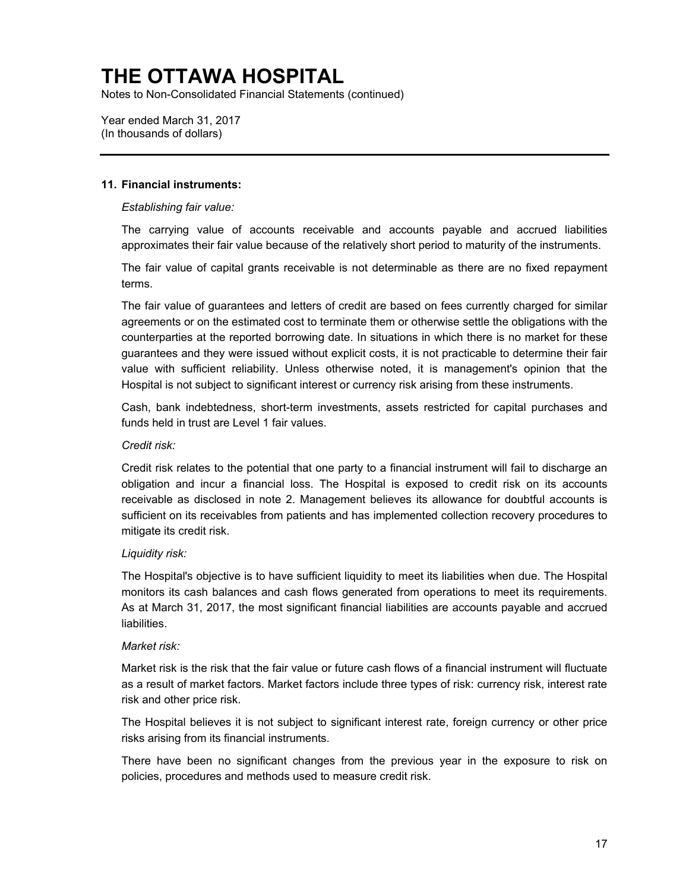# THE OTTAWA HOSPITAL

Notes to Non-Consolidated Financial Statements (continued)

Year ended March 31, 2017
(In thousands of dollars)

## 11. Financial instruments:

*Establishing fair value:*

The carrying value of accounts receivable and accounts payable and accrued liabilities approximates their fair value because of the relatively short period to maturity of the instruments.

The fair value of capital grants receivable is not determinable as there are no fixed repayment terms.

The fair value of guarantees and letters of credit are based on fees currently charged for similar agreements or on the estimated cost to terminate them or otherwise settle the obligations with the counterparties at the reported borrowing date. In situations in which there is no market for these guarantees and they were issued without explicit costs, it is not practicable to determine their fair value with sufficient reliability. Unless otherwise noted, it is management's opinion that the Hospital is not subject to significant interest or currency risk arising from these instruments.

Cash, bank indebtedness, short-term investments, assets restricted for capital purchases and funds held in trust are Level 1 fair values.

*Credit risk:*

Credit risk relates to the potential that one party to a financial instrument will fail to discharge an obligation and incur a financial loss. The Hospital is exposed to credit risk on its accounts receivable as disclosed in note 2. Management believes its allowance for doubtful accounts is sufficient on its receivables from patients and has implemented collection recovery procedures to mitigate its credit risk.

*Liquidity risk:*

The Hospital's objective is to have sufficient liquidity to meet its liabilities when due. The Hospital monitors its cash balances and cash flows generated from operations to meet its requirements. As at March 31, 2017, the most significant financial liabilities are accounts payable and accrued liabilities.

*Market risk:*

Market risk is the risk that the fair value or future cash flows of a financial instrument will fluctuate as a result of market factors. Market factors include three types of risk: currency risk, interest rate risk and other price risk.

The Hospital believes it is not subject to significant interest rate, foreign currency or other price risks arising from its financial instruments.

There have been no significant changes from the previous year in the exposure to risk on policies, procedures and methods used to measure credit risk.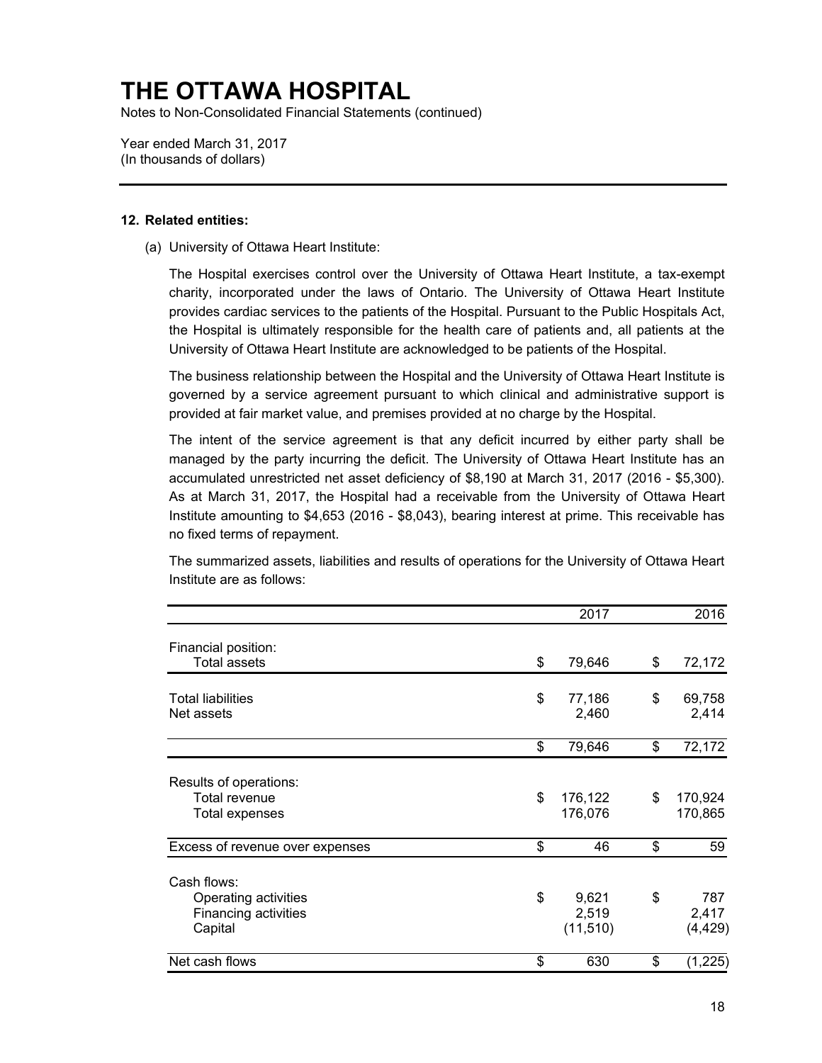# THE OTTAWA HOSPITAL

Notes to Non-Consolidated Financial Statements (continued)

Year ended March 31, 2017
(In thousands of dollars)

### 12. Related entities:

(a) University of Ottawa Heart Institute:

The Hospital exercises control over the University of Ottawa Heart Institute, a tax-exempt charity, incorporated under the laws of Ontario. The University of Ottawa Heart Institute provides cardiac services to the patients of the Hospital. Pursuant to the Public Hospitals Act, the Hospital is ultimately responsible for the health care of patients and, all patients at the University of Ottawa Heart Institute are acknowledged to be patients of the Hospital.

The business relationship between the Hospital and the University of Ottawa Heart Institute is governed by a service agreement pursuant to which clinical and administrative support is provided at fair market value, and premises provided at no charge by the Hospital.

The intent of the service agreement is that any deficit incurred by either party shall be managed by the party incurring the deficit. The University of Ottawa Heart Institute has an accumulated unrestricted net asset deficiency of $8,190 at March 31, 2017 (2016 - $5,300). As at March 31, 2017, the Hospital had a receivable from the University of Ottawa Heart Institute amounting to $4,653 (2016 - $8,043), bearing interest at prime. This receivable has no fixed terms of repayment.

The summarized assets, liabilities and results of operations for the University of Ottawa Heart Institute are as follows:

| | 2017 | 2016 |
|---|---|---|
| Financial position: | | |
| Total assets | $ 79,646 | $ 72,172 |
| Total liabilities | $ 77,186 | $ 69,758 |
| Net assets | 2,460 | 2,414 |
| | $ 79,646 | $ 72,172 |
| Results of operations: | | |
| Total revenue | $ 176,122 | $ 170,924 |
| Total expenses | 176,076 | 170,865 |
| Excess of revenue over expenses | $ 46 | $ 59 |
| Cash flows: | | |
| Operating activities | $ 9,621 | $ 787 |
| Financing activities | 2,519 | 2,417 |
| Capital | (11,510) | (4,429) |
| Net cash flows | $ 630 | $ (1,225) |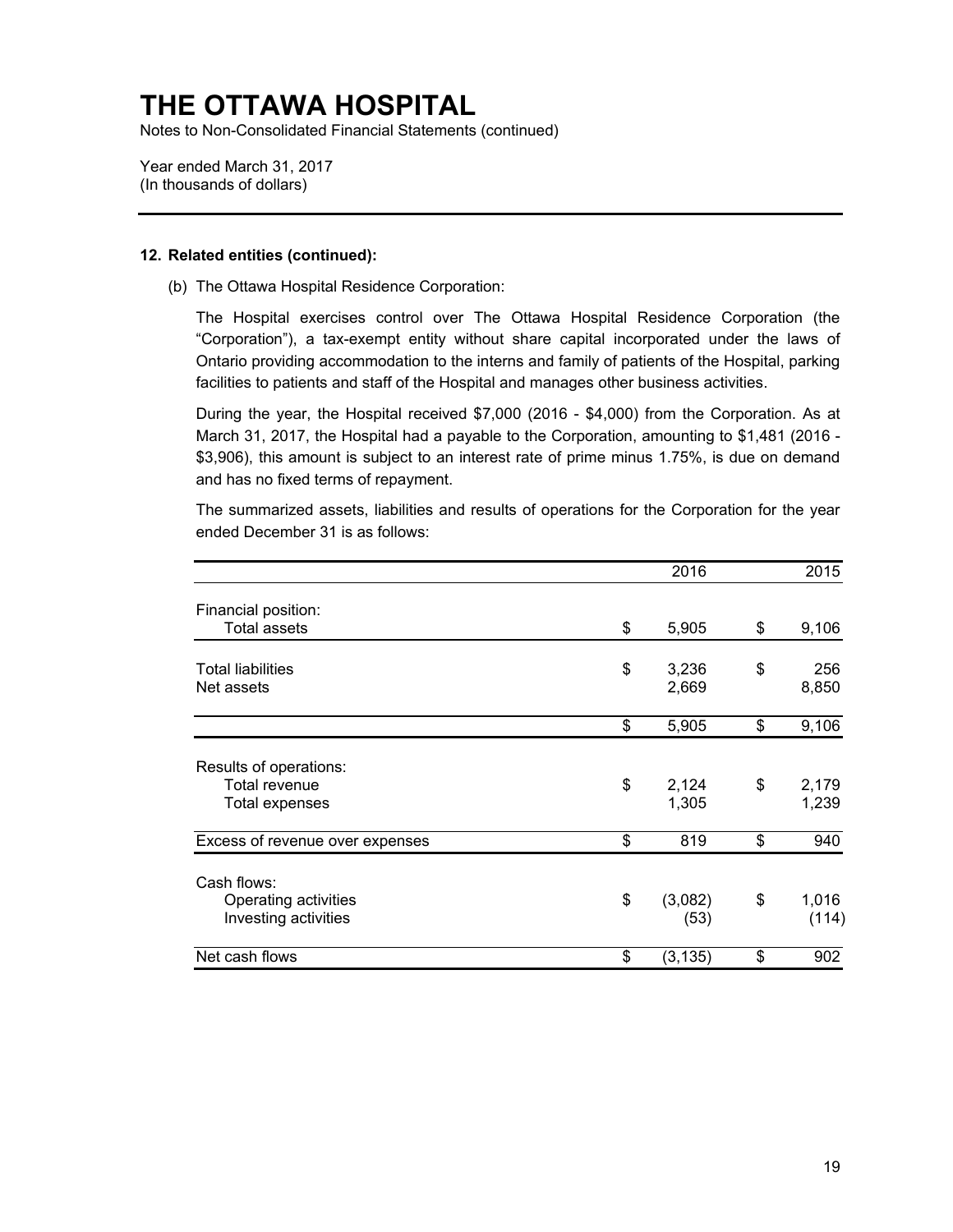# THE OTTAWA HOSPITAL

Notes to Non-Consolidated Financial Statements (continued)

Year ended March 31, 2017
(In thousands of dollars)

## 12. Related entities (continued):

(b) The Ottawa Hospital Residence Corporation:

The Hospital exercises control over The Ottawa Hospital Residence Corporation (the "Corporation"), a tax-exempt entity without share capital incorporated under the laws of Ontario providing accommodation to the interns and family of patients of the Hospital, parking facilities to patients and staff of the Hospital and manages other business activities.

During the year, the Hospital received $7,000 (2016 - $4,000) from the Corporation. As at March 31, 2017, the Hospital had a payable to the Corporation, amounting to $1,481 (2016 - $3,906), this amount is subject to an interest rate of prime minus 1.75%, is due on demand and has no fixed terms of repayment.

The summarized assets, liabilities and results of operations for the Corporation for the year ended December 31 is as follows:

| | 2016 | 2015 |
|---|---|---|
| Financial position: | | |
| Total assets | $ 5,905 | $ 9,106 |
| Total liabilities | $ 3,236 | $ 256 |
| Net assets | 2,669 | 8,850 |
| | $ 5,905 | $ 9,106 |
| Results of operations: | | |
| Total revenue | $ 2,124 | $ 2,179 |
| Total expenses | 1,305 | 1,239 |
| Excess of revenue over expenses | $ 819 | $ 940 |
| Cash flows: | | |
| Operating activities | $ (3,082) | $ 1,016 |
| Investing activities | (53) | (114) |
| Net cash flows | $ (3,135) | $ 902 |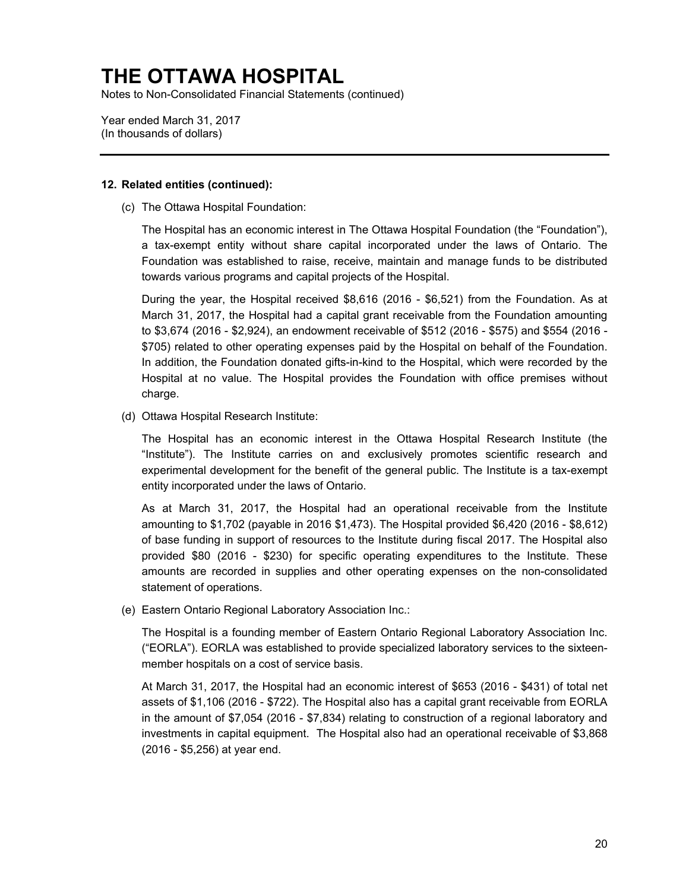# THE OTTAWA HOSPITAL

Notes to Non-Consolidated Financial Statements (continued)

Year ended March 31, 2017
(In thousands of dollars)

---

**12. Related entities (continued):**

(c) The Ottawa Hospital Foundation:

The Hospital has an economic interest in The Ottawa Hospital Foundation (the "Foundation"), a tax-exempt entity without share capital incorporated under the laws of Ontario. The Foundation was established to raise, receive, maintain and manage funds to be distributed towards various programs and capital projects of the Hospital.

During the year, the Hospital received $8,616 (2016 - $6,521) from the Foundation. As at March 31, 2017, the Hospital had a capital grant receivable from the Foundation amounting to $3,674 (2016 - $2,924), an endowment receivable of $512 (2016 - $575) and $554 (2016 - $705) related to other operating expenses paid by the Hospital on behalf of the Foundation. In addition, the Foundation donated gifts-in-kind to the Hospital, which were recorded by the Hospital at no value. The Hospital provides the Foundation with office premises without charge.

(d) Ottawa Hospital Research Institute:

The Hospital has an economic interest in the Ottawa Hospital Research Institute (the "Institute"). The Institute carries on and exclusively promotes scientific research and experimental development for the benefit of the general public. The Institute is a tax-exempt entity incorporated under the laws of Ontario.

As at March 31, 2017, the Hospital had an operational receivable from the Institute amounting to $1,702 (payable in 2016 $1,473). The Hospital provided $6,420 (2016 - $8,612) of base funding in support of resources to the Institute during fiscal 2017. The Hospital also provided $80 (2016 - $230) for specific operating expenditures to the Institute. These amounts are recorded in supplies and other operating expenses on the non-consolidated statement of operations.

(e) Eastern Ontario Regional Laboratory Association Inc.:

The Hospital is a founding member of Eastern Ontario Regional Laboratory Association Inc. ("EORLA"). EORLA was established to provide specialized laboratory services to the sixteen-member hospitals on a cost of service basis.

At March 31, 2017, the Hospital had an economic interest of $653 (2016 - $431) of total net assets of $1,106 (2016 - $722). The Hospital also has a capital grant receivable from EORLA in the amount of $7,054 (2016 - $7,834) relating to construction of a regional laboratory and investments in capital equipment. The Hospital also had an operational receivable of $3,868 (2016 - $5,256) at year end.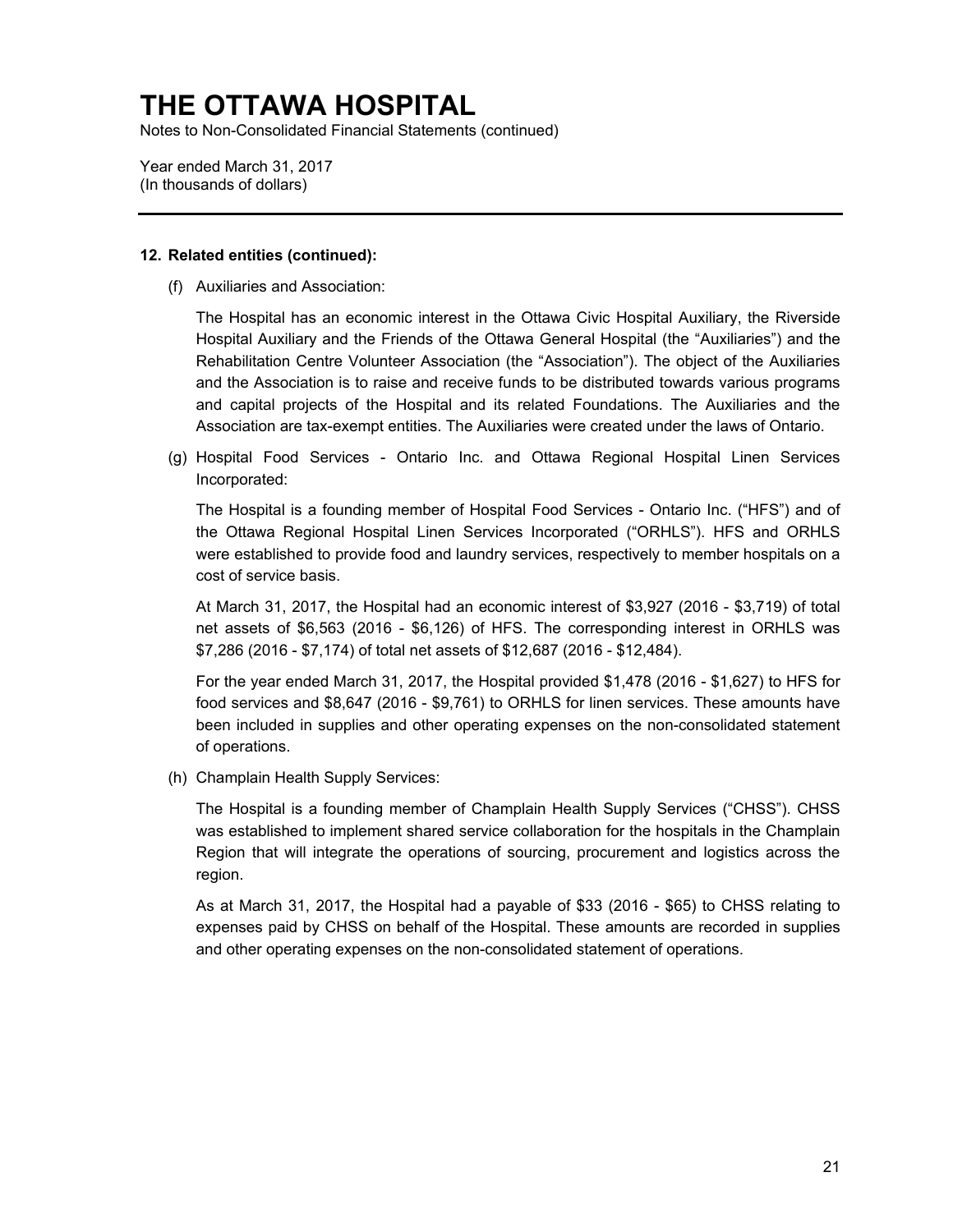# THE OTTAWA HOSPITAL

Notes to Non-Consolidated Financial Statements (continued)

Year ended March 31, 2017
(In thousands of dollars)

**12. Related entities (continued):**

(f) Auxiliaries and Association:

The Hospital has an economic interest in the Ottawa Civic Hospital Auxiliary, the Riverside Hospital Auxiliary and the Friends of the Ottawa General Hospital (the "Auxiliaries") and the Rehabilitation Centre Volunteer Association (the "Association"). The object of the Auxiliaries and the Association is to raise and receive funds to be distributed towards various programs and capital projects of the Hospital and its related Foundations. The Auxiliaries and the Association are tax-exempt entities. The Auxiliaries were created under the laws of Ontario.

(g) Hospital Food Services - Ontario Inc. and Ottawa Regional Hospital Linen Services Incorporated:

The Hospital is a founding member of Hospital Food Services - Ontario Inc. ("HFS") and of the Ottawa Regional Hospital Linen Services Incorporated ("ORHLS"). HFS and ORHLS were established to provide food and laundry services, respectively to member hospitals on a cost of service basis.

At March 31, 2017, the Hospital had an economic interest of $3,927 (2016 - $3,719) of total net assets of $6,563 (2016 - $6,126) of HFS. The corresponding interest in ORHLS was $7,286 (2016 - $7,174) of total net assets of $12,687 (2016 - $12,484).

For the year ended March 31, 2017, the Hospital provided $1,478 (2016 - $1,627) to HFS for food services and $8,647 (2016 - $9,761) to ORHLS for linen services. These amounts have been included in supplies and other operating expenses on the non-consolidated statement of operations.

(h) Champlain Health Supply Services:

The Hospital is a founding member of Champlain Health Supply Services ("CHSS"). CHSS was established to implement shared service collaboration for the hospitals in the Champlain Region that will integrate the operations of sourcing, procurement and logistics across the region.

As at March 31, 2017, the Hospital had a payable of $33 (2016 - $65) to CHSS relating to expenses paid by CHSS on behalf of the Hospital. These amounts are recorded in supplies and other operating expenses on the non-consolidated statement of operations.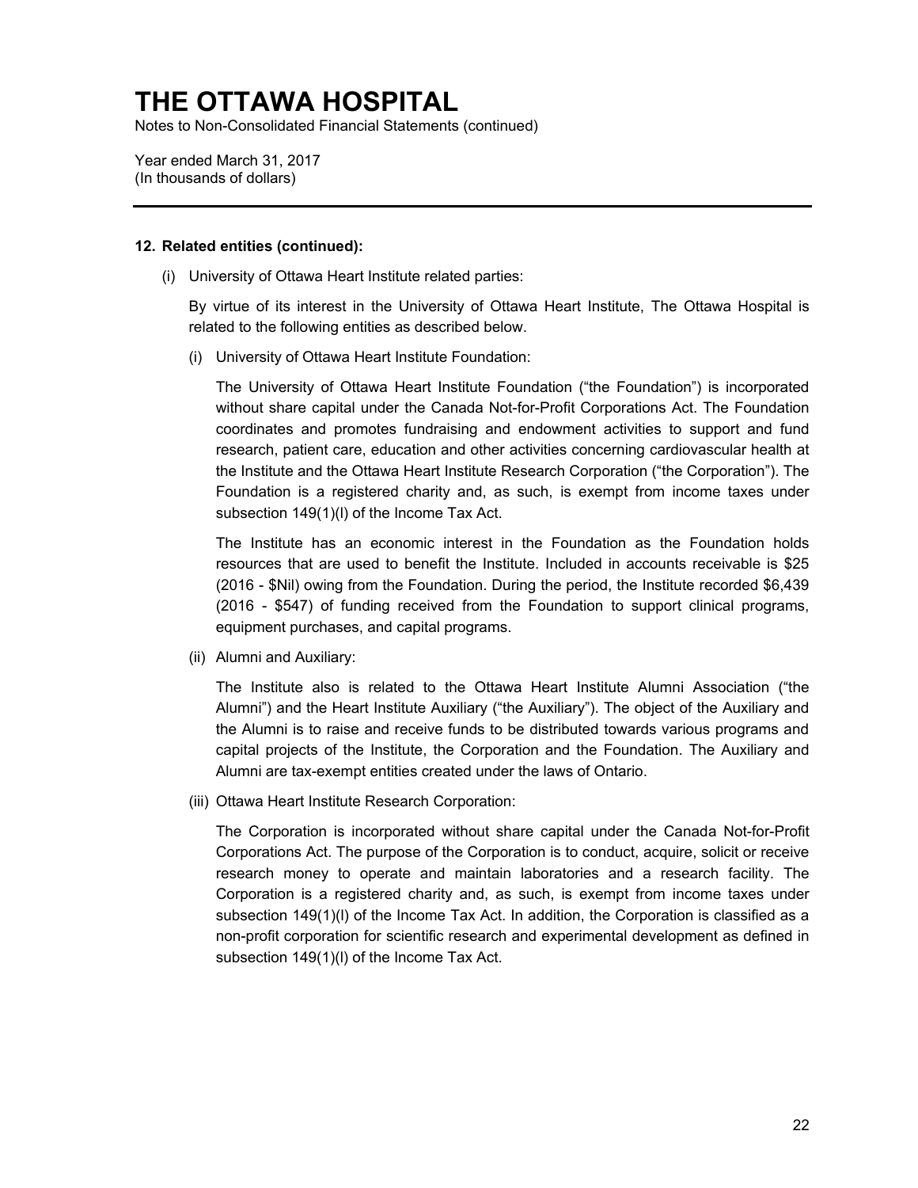# THE OTTAWA HOSPITAL

Notes to Non-Consolidated Financial Statements (continued)

Year ended March 31, 2017
(In thousands of dollars)

---

**12. Related entities (continued):**

(i) University of Ottawa Heart Institute related parties:

By virtue of its interest in the University of Ottawa Heart Institute, The Ottawa Hospital is related to the following entities as described below.

(i) University of Ottawa Heart Institute Foundation:

The University of Ottawa Heart Institute Foundation ("the Foundation") is incorporated without share capital under the Canada Not-for-Profit Corporations Act. The Foundation coordinates and promotes fundraising and endowment activities to support and fund research, patient care, education and other activities concerning cardiovascular health at the Institute and the Ottawa Heart Institute Research Corporation ("the Corporation"). The Foundation is a registered charity and, as such, is exempt from income taxes under subsection 149(1)(l) of the Income Tax Act.

The Institute has an economic interest in the Foundation as the Foundation holds resources that are used to benefit the Institute. Included in accounts receivable is $25 (2016 - $Nil) owing from the Foundation. During the period, the Institute recorded $6,439 (2016 - $547) of funding received from the Foundation to support clinical programs, equipment purchases, and capital programs.

(ii) Alumni and Auxiliary:

The Institute also is related to the Ottawa Heart Institute Alumni Association ("the Alumni") and the Heart Institute Auxiliary ("the Auxiliary"). The object of the Auxiliary and the Alumni is to raise and receive funds to be distributed towards various programs and capital projects of the Institute, the Corporation and the Foundation. The Auxiliary and Alumni are tax-exempt entities created under the laws of Ontario.

(iii) Ottawa Heart Institute Research Corporation:

The Corporation is incorporated without share capital under the Canada Not-for-Profit Corporations Act. The purpose of the Corporation is to conduct, acquire, solicit or receive research money to operate and maintain laboratories and a research facility. The Corporation is a registered charity and, as such, is exempt from income taxes under subsection 149(1)(l) of the Income Tax Act. In addition, the Corporation is classified as a non-profit corporation for scientific research and experimental development as defined in subsection 149(1)(l) of the Income Tax Act.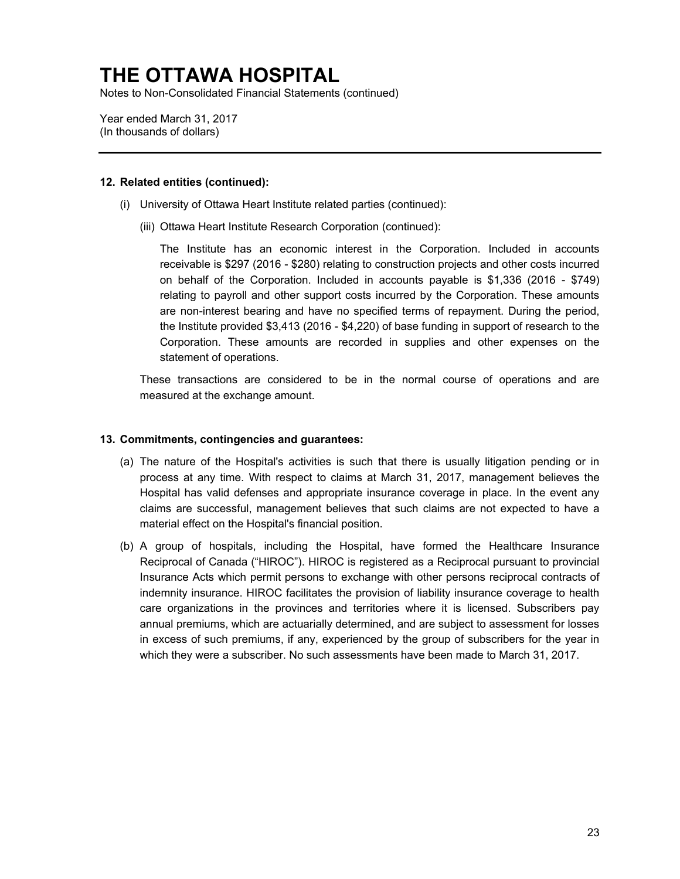## 12. Related entities (continued):

(i) University of Ottawa Heart Institute related parties (continued):

(iii) Ottawa Heart Institute Research Corporation (continued):

The Institute has an economic interest in the Corporation. Included in accounts receivable is $297 (2016 - $280) relating to construction projects and other costs incurred on behalf of the Corporation. Included in accounts payable is $1,336 (2016 - $749) relating to payroll and other support costs incurred by the Corporation. These amounts are non-interest bearing and have no specified terms of repayment. During the period, the Institute provided $3,413 (2016 - $4,220) of base funding in support of research to the Corporation. These amounts are recorded in supplies and other expenses on the statement of operations.

These transactions are considered to be in the normal course of operations and are measured at the exchange amount.

## 13. Commitments, contingencies and guarantees:

(a) The nature of the Hospital's activities is such that there is usually litigation pending or in process at any time. With respect to claims at March 31, 2017, management believes the Hospital has valid defenses and appropriate insurance coverage in place. In the event any claims are successful, management believes that such claims are not expected to have a material effect on the Hospital's financial position.

(b) A group of hospitals, including the Hospital, have formed the Healthcare Insurance Reciprocal of Canada ("HIROC"). HIROC is registered as a Reciprocal pursuant to provincial Insurance Acts which permit persons to exchange with other persons reciprocal contracts of indemnity insurance. HIROC facilitates the provision of liability insurance coverage to health care organizations in the provinces and territories where it is licensed. Subscribers pay annual premiums, which are actuarially determined, and are subject to assessment for losses in excess of such premiums, if any, experienced by the group of subscribers for the year in which they were a subscriber. No such assessments have been made to March 31, 2017.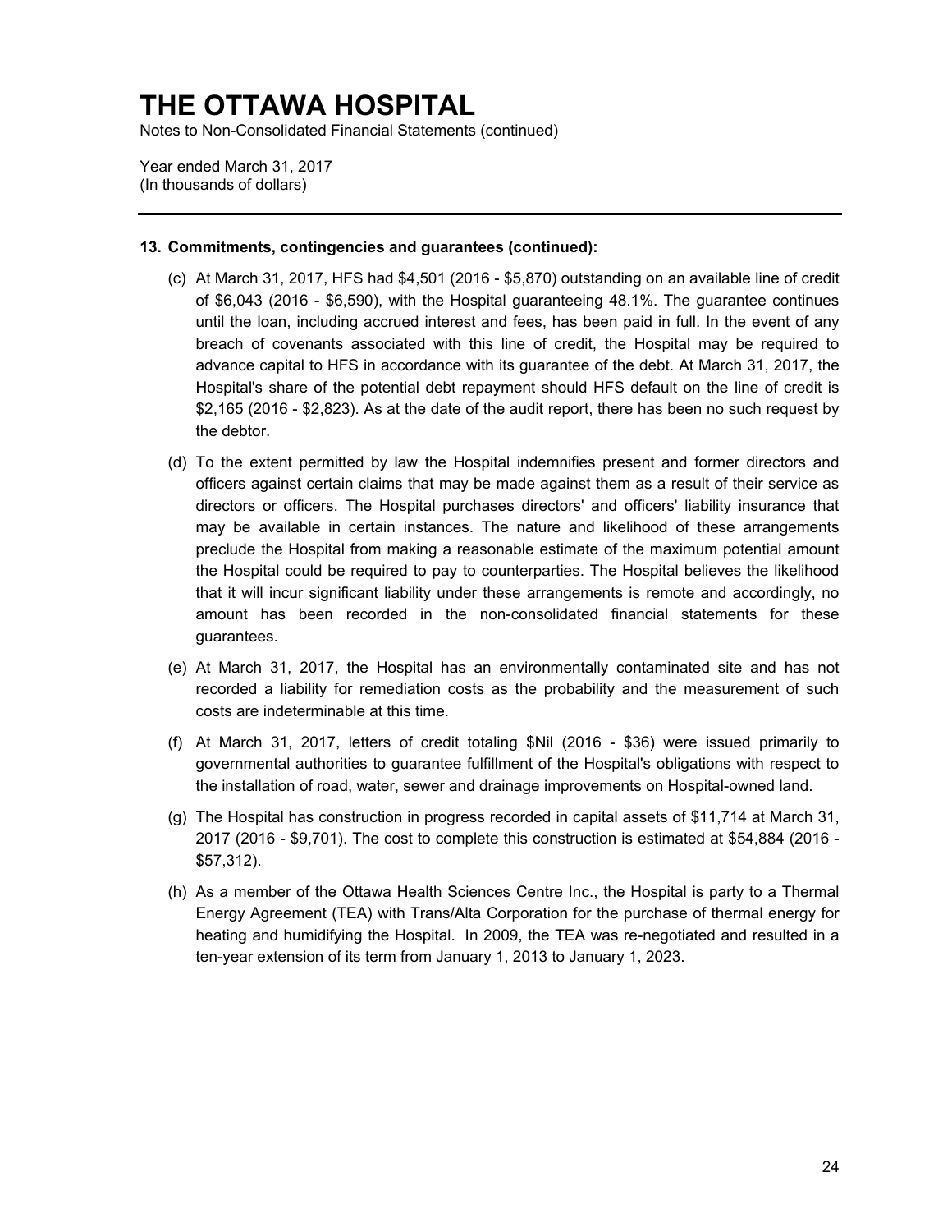# THE OTTAWA HOSPITAL

Notes to Non-Consolidated Financial Statements (continued)

Year ended March 31, 2017
(In thousands of dollars)

**13. Commitments, contingencies and guarantees (continued):**

(c) At March 31, 2017, HFS had $4,501 (2016 - $5,870) outstanding on an available line of credit of $6,043 (2016 - $6,590), with the Hospital guaranteeing 48.1%. The guarantee continues until the loan, including accrued interest and fees, has been paid in full. In the event of any breach of covenants associated with this line of credit, the Hospital may be required to advance capital to HFS in accordance with its guarantee of the debt. At March 31, 2017, the Hospital's share of the potential debt repayment should HFS default on the line of credit is $2,165 (2016 - $2,823). As at the date of the audit report, there has been no such request by the debtor.

(d) To the extent permitted by law the Hospital indemnifies present and former directors and officers against certain claims that may be made against them as a result of their service as directors or officers. The Hospital purchases directors' and officers' liability insurance that may be available in certain instances. The nature and likelihood of these arrangements preclude the Hospital from making a reasonable estimate of the maximum potential amount the Hospital could be required to pay to counterparties. The Hospital believes the likelihood that it will incur significant liability under these arrangements is remote and accordingly, no amount has been recorded in the non-consolidated financial statements for these guarantees.

(e) At March 31, 2017, the Hospital has an environmentally contaminated site and has not recorded a liability for remediation costs as the probability and the measurement of such costs are indeterminable at this time.

(f) At March 31, 2017, letters of credit totaling $Nil (2016 - $36) were issued primarily to governmental authorities to guarantee fulfillment of the Hospital's obligations with respect to the installation of road, water, sewer and drainage improvements on Hospital-owned land.

(g) The Hospital has construction in progress recorded in capital assets of $11,714 at March 31, 2017 (2016 - $9,701). The cost to complete this construction is estimated at $54,884 (2016 - $57,312).

(h) As a member of the Ottawa Health Sciences Centre Inc., the Hospital is party to a Thermal Energy Agreement (TEA) with Trans/Alta Corporation for the purchase of thermal energy for heating and humidifying the Hospital. In 2009, the TEA was re-negotiated and resulted in a ten-year extension of its term from January 1, 2013 to January 1, 2023.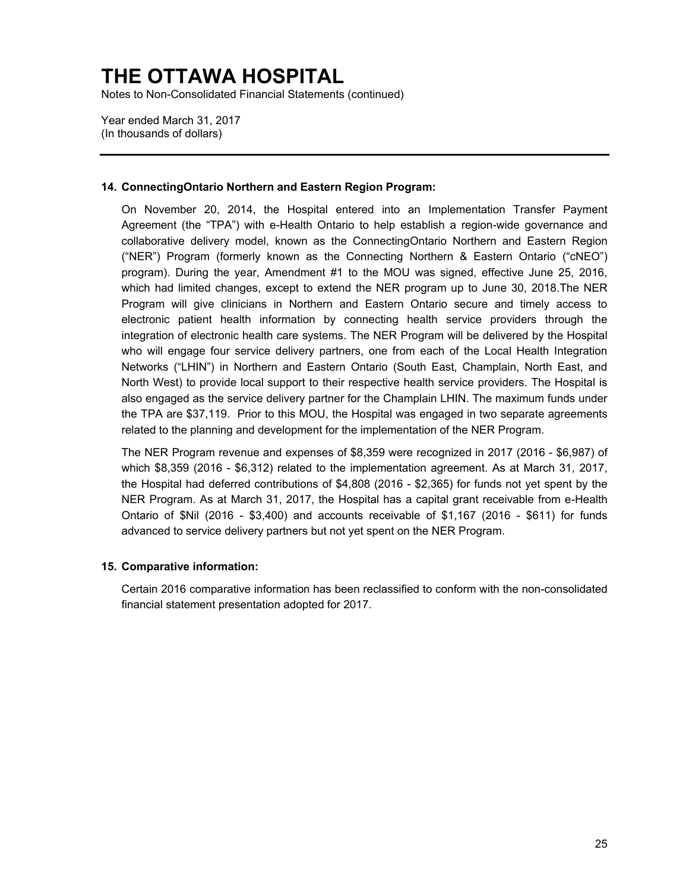# THE OTTAWA HOSPITAL

Notes to Non-Consolidated Financial Statements (continued)

Year ended March 31, 2017
(In thousands of dollars)

**14. ConnectingOntario Northern and Eastern Region Program:**

On November 20, 2014, the Hospital entered into an Implementation Transfer Payment Agreement (the "TPA") with e-Health Ontario to help establish a region-wide governance and collaborative delivery model, known as the ConnectingOntario Northern and Eastern Region ("NER") Program (formerly known as the Connecting Northern & Eastern Ontario ("cNEO") program). During the year, Amendment #1 to the MOU was signed, effective June 25, 2016, which had limited changes, except to extend the NER program up to June 30, 2018.The NER Program will give clinicians in Northern and Eastern Ontario secure and timely access to electronic patient health information by connecting health service providers through the integration of electronic health care systems. The NER Program will be delivered by the Hospital who will engage four service delivery partners, one from each of the Local Health Integration Networks ("LHIN") in Northern and Eastern Ontario (South East, Champlain, North East, and North West) to provide local support to their respective health service providers. The Hospital is also engaged as the service delivery partner for the Champlain LHIN. The maximum funds under the TPA are $37,119. Prior to this MOU, the Hospital was engaged in two separate agreements related to the planning and development for the implementation of the NER Program.

The NER Program revenue and expenses of $8,359 were recognized in 2017 (2016 - $6,987) of which $8,359 (2016 - $6,312) related to the implementation agreement. As at March 31, 2017, the Hospital had deferred contributions of $4,808 (2016 - $2,365) for funds not yet spent by the NER Program. As at March 31, 2017, the Hospital has a capital grant receivable from e-Health Ontario of $Nil (2016 - $3,400) and accounts receivable of $1,167 (2016 - $611) for funds advanced to service delivery partners but not yet spent on the NER Program.

**15. Comparative information:**

Certain 2016 comparative information has been reclassified to conform with the non-consolidated financial statement presentation adopted for 2017.